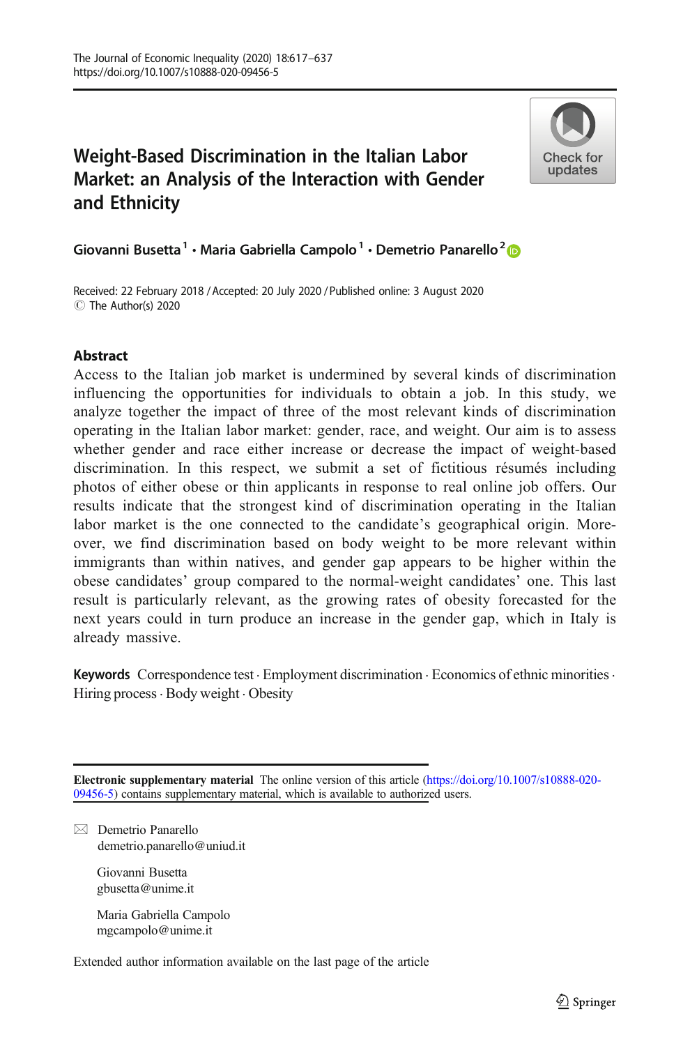# Weight-Based Discrimination in the Italian Labor Market: an Analysis of the Interaction with Gender and Ethnicity

**Giovanni Busetta**[1] **· Maria Gabriella Campolo**[1] **· Demetrio Panarello**[2]

Received: 22 February 2018 / Accepted: 20 July 2020 / Published online: 3 August 2020
© The Author(s) 2020

## Abstract

Access to the Italian job market is undermined by several kinds of discrimination influencing the opportunities for individuals to obtain a job. In this study, we analyze together the impact of three of the most relevant kinds of discrimination operating in the Italian labor market: gender, race, and weight. Our aim is to assess whether gender and race either increase or decrease the impact of weight-based discrimination. In this respect, we submit a set of fictitious résumés including photos of either obese or thin applicants in response to real online job offers. Our results indicate that the strongest kind of discrimination operating in the Italian labor market is the one connected to the candidate's geographical origin. Moreover, we find discrimination based on body weight to be more relevant within immigrants than within natives, and gender gap appears to be higher within the obese candidates' group compared to the normal-weight candidates' one. This last result is particularly relevant, as the growing rates of obesity forecasted for the next years could in turn produce an increase in the gender gap, which in Italy is already massive.

**Keywords** Correspondence test · Employment discrimination · Economics of ethnic minorities · Hiring process · Body weight · Obesity

**Electronic supplementary material** The online version of this article (https://doi.org/10.1007/s10888-020-09456-5) contains supplementary material, which is available to authorized users.

✉ Demetrio Panarello
demetrio.panarello@uniud.it

Giovanni Busetta
gbusetta@unime.it

Maria Gabriella Campolo
mgcampolo@unime.it

Extended author information available on the last page of the article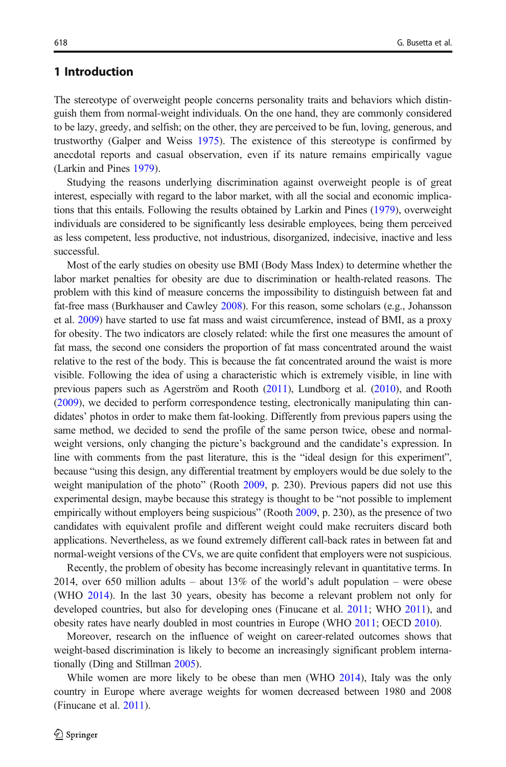## 1 Introduction

The stereotype of overweight people concerns personality traits and behaviors which distinguish them from normal-weight individuals. On the one hand, they are commonly considered to be lazy, greedy, and selfish; on the other, they are perceived to be fun, loving, generous, and trustworthy (Galper and Weiss 1975). The existence of this stereotype is confirmed by anecdotal reports and casual observation, even if its nature remains empirically vague (Larkin and Pines 1979).

Studying the reasons underlying discrimination against overweight people is of great interest, especially with regard to the labor market, with all the social and economic implications that this entails. Following the results obtained by Larkin and Pines (1979), overweight individuals are considered to be significantly less desirable employees, being them perceived as less competent, less productive, not industrious, disorganized, indecisive, inactive and less successful.

Most of the early studies on obesity use BMI (Body Mass Index) to determine whether the labor market penalties for obesity are due to discrimination or health-related reasons. The problem with this kind of measure concerns the impossibility to distinguish between fat and fat-free mass (Burkhauser and Cawley 2008). For this reason, some scholars (e.g., Johansson et al. 2009) have started to use fat mass and waist circumference, instead of BMI, as a proxy for obesity. The two indicators are closely related: while the first one measures the amount of fat mass, the second one considers the proportion of fat mass concentrated around the waist relative to the rest of the body. This is because the fat concentrated around the waist is more visible. Following the idea of using a characteristic which is extremely visible, in line with previous papers such as Agerström and Rooth (2011), Lundborg et al. (2010), and Rooth (2009), we decided to perform correspondence testing, electronically manipulating thin candidates' photos in order to make them fat-looking. Differently from previous papers using the same method, we decided to send the profile of the same person twice, obese and normal-weight versions, only changing the picture's background and the candidate's expression. In line with comments from the past literature, this is the "ideal design for this experiment", because "using this design, any differential treatment by employers would be due solely to the weight manipulation of the photo" (Rooth 2009, p. 230). Previous papers did not use this experimental design, maybe because this strategy is thought to be "not possible to implement empirically without employers being suspicious" (Rooth 2009, p. 230), as the presence of two candidates with equivalent profile and different weight could make recruiters discard both applications. Nevertheless, as we found extremely different call-back rates in between fat and normal-weight versions of the CVs, we are quite confident that employers were not suspicious.

Recently, the problem of obesity has become increasingly relevant in quantitative terms. In 2014, over 650 million adults – about 13% of the world's adult population – were obese (WHO 2014). In the last 30 years, obesity has become a relevant problem not only for developed countries, but also for developing ones (Finucane et al. 2011; WHO 2011), and obesity rates have nearly doubled in most countries in Europe (WHO 2011; OECD 2010).

Moreover, research on the influence of weight on career-related outcomes shows that weight-based discrimination is likely to become an increasingly significant problem internationally (Ding and Stillman 2005).

While women are more likely to be obese than men (WHO 2014), Italy was the only country in Europe where average weights for women decreased between 1980 and 2008 (Finucane et al. 2011).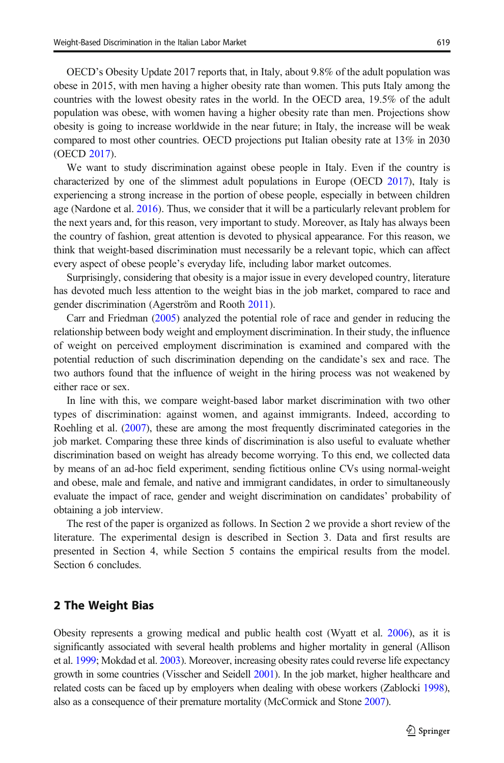OECD's Obesity Update 2017 reports that, in Italy, about 9.8% of the adult population was obese in 2015, with men having a higher obesity rate than women. This puts Italy among the countries with the lowest obesity rates in the world. In the OECD area, 19.5% of the adult population was obese, with women having a higher obesity rate than men. Projections show obesity is going to increase worldwide in the near future; in Italy, the increase will be weak compared to most other countries. OECD projections put Italian obesity rate at 13% in 2030 (OECD 2017).

We want to study discrimination against obese people in Italy. Even if the country is characterized by one of the slimmest adult populations in Europe (OECD 2017), Italy is experiencing a strong increase in the portion of obese people, especially in between children age (Nardone et al. 2016). Thus, we consider that it will be a particularly relevant problem for the next years and, for this reason, very important to study. Moreover, as Italy has always been the country of fashion, great attention is devoted to physical appearance. For this reason, we think that weight-based discrimination must necessarily be a relevant topic, which can affect every aspect of obese people's everyday life, including labor market outcomes.

Surprisingly, considering that obesity is a major issue in every developed country, literature has devoted much less attention to the weight bias in the job market, compared to race and gender discrimination (Agerström and Rooth 2011).

Carr and Friedman (2005) analyzed the potential role of race and gender in reducing the relationship between body weight and employment discrimination. In their study, the influence of weight on perceived employment discrimination is examined and compared with the potential reduction of such discrimination depending on the candidate's sex and race. The two authors found that the influence of weight in the hiring process was not weakened by either race or sex.

In line with this, we compare weight-based labor market discrimination with two other types of discrimination: against women, and against immigrants. Indeed, according to Roehling et al. (2007), these are among the most frequently discriminated categories in the job market. Comparing these three kinds of discrimination is also useful to evaluate whether discrimination based on weight has already become worrying. To this end, we collected data by means of an ad-hoc field experiment, sending fictitious online CVs using normal-weight and obese, male and female, and native and immigrant candidates, in order to simultaneously evaluate the impact of race, gender and weight discrimination on candidates' probability of obtaining a job interview.

The rest of the paper is organized as follows. In Section 2 we provide a short review of the literature. The experimental design is described in Section 3. Data and first results are presented in Section 4, while Section 5 contains the empirical results from the model. Section 6 concludes.

## 2 The Weight Bias

Obesity represents a growing medical and public health cost (Wyatt et al. 2006), as it is significantly associated with several health problems and higher mortality in general (Allison et al. 1999; Mokdad et al. 2003). Moreover, increasing obesity rates could reverse life expectancy growth in some countries (Visscher and Seidell 2001). In the job market, higher healthcare and related costs can be faced up by employers when dealing with obese workers (Zablocki 1998), also as a consequence of their premature mortality (McCormick and Stone 2007).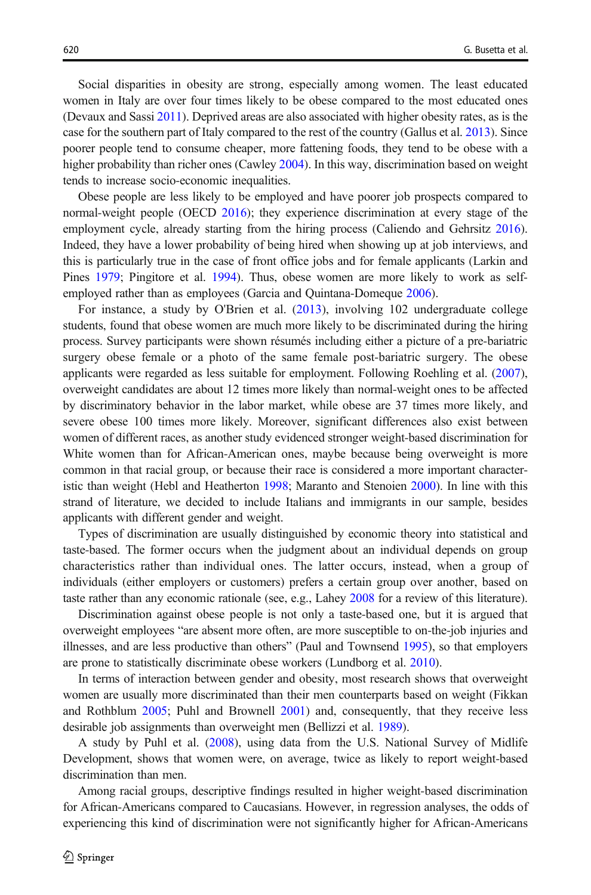Social disparities in obesity are strong, especially among women. The least educated women in Italy are over four times likely to be obese compared to the most educated ones (Devaux and Sassi 2011). Deprived areas are also associated with higher obesity rates, as is the case for the southern part of Italy compared to the rest of the country (Gallus et al. 2013). Since poorer people tend to consume cheaper, more fattening foods, they tend to be obese with a higher probability than richer ones (Cawley 2004). In this way, discrimination based on weight tends to increase socio-economic inequalities.

Obese people are less likely to be employed and have poorer job prospects compared to normal-weight people (OECD 2016); they experience discrimination at every stage of the employment cycle, already starting from the hiring process (Caliendo and Gehrsitz 2016). Indeed, they have a lower probability of being hired when showing up at job interviews, and this is particularly true in the case of front office jobs and for female applicants (Larkin and Pines 1979; Pingitore et al. 1994). Thus, obese women are more likely to work as self-employed rather than as employees (Garcia and Quintana-Domeque 2006).

For instance, a study by O'Brien et al. (2013), involving 102 undergraduate college students, found that obese women are much more likely to be discriminated during the hiring process. Survey participants were shown résumés including either a picture of a pre-bariatric surgery obese female or a photo of the same female post-bariatric surgery. The obese applicants were regarded as less suitable for employment. Following Roehling et al. (2007), overweight candidates are about 12 times more likely than normal-weight ones to be affected by discriminatory behavior in the labor market, while obese are 37 times more likely, and severe obese 100 times more likely. Moreover, significant differences also exist between women of different races, as another study evidenced stronger weight-based discrimination for White women than for African-American ones, maybe because being overweight is more common in that racial group, or because their race is considered a more important characteristic than weight (Hebl and Heatherton 1998; Maranto and Stenoien 2000). In line with this strand of literature, we decided to include Italians and immigrants in our sample, besides applicants with different gender and weight.

Types of discrimination are usually distinguished by economic theory into statistical and taste-based. The former occurs when the judgment about an individual depends on group characteristics rather than individual ones. The latter occurs, instead, when a group of individuals (either employers or customers) prefers a certain group over another, based on taste rather than any economic rationale (see, e.g., Lahey 2008 for a review of this literature).

Discrimination against obese people is not only a taste-based one, but it is argued that overweight employees "are absent more often, are more susceptible to on-the-job injuries and illnesses, and are less productive than others" (Paul and Townsend 1995), so that employers are prone to statistically discriminate obese workers (Lundborg et al. 2010).

In terms of interaction between gender and obesity, most research shows that overweight women are usually more discriminated than their men counterparts based on weight (Fikkan and Rothblum 2005; Puhl and Brownell 2001) and, consequently, that they receive less desirable job assignments than overweight men (Bellizzi et al. 1989).

A study by Puhl et al. (2008), using data from the U.S. National Survey of Midlife Development, shows that women were, on average, twice as likely to report weight-based discrimination than men.

Among racial groups, descriptive findings resulted in higher weight-based discrimination for African-Americans compared to Caucasians. However, in regression analyses, the odds of experiencing this kind of discrimination were not significantly higher for African-Americans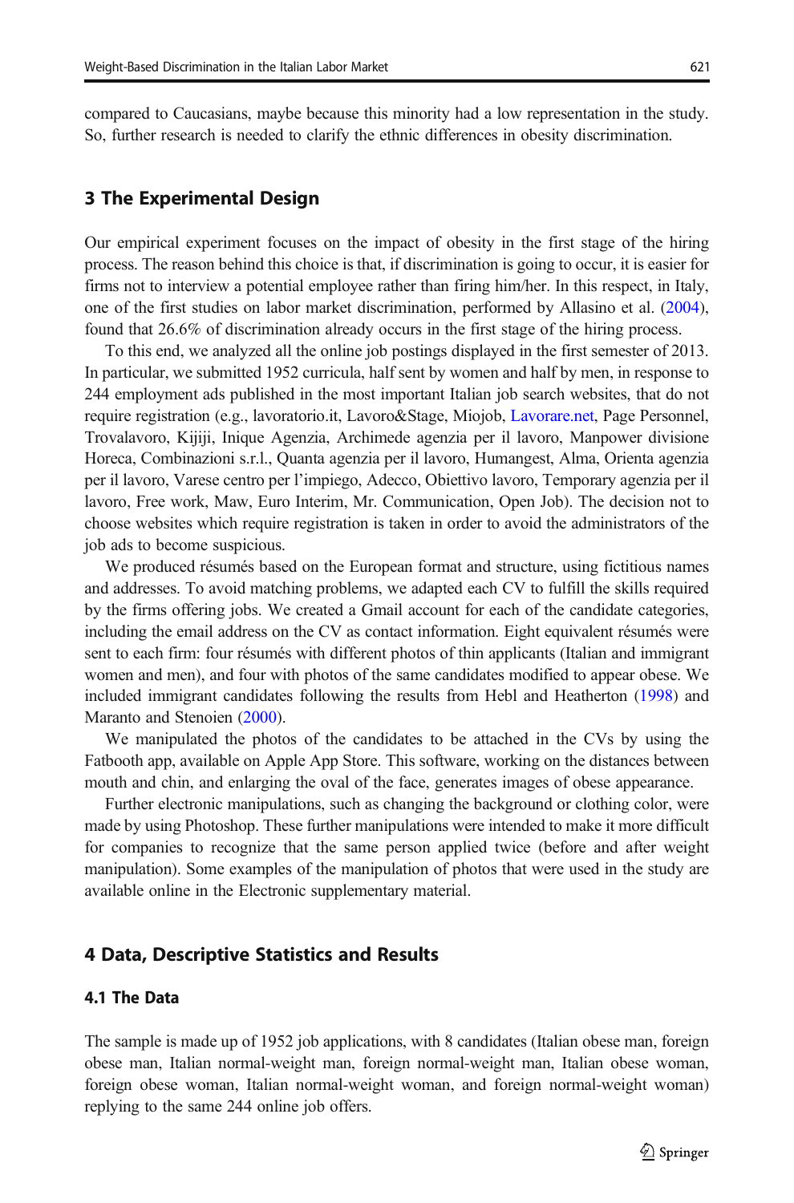compared to Caucasians, maybe because this minority had a low representation in the study. So, further research is needed to clarify the ethnic differences in obesity discrimination.

## 3 The Experimental Design

Our empirical experiment focuses on the impact of obesity in the first stage of the hiring process. The reason behind this choice is that, if discrimination is going to occur, it is easier for firms not to interview a potential employee rather than firing him/her. In this respect, in Italy, one of the first studies on labor market discrimination, performed by Allasino et al. (2004), found that 26.6% of discrimination already occurs in the first stage of the hiring process.

To this end, we analyzed all the online job postings displayed in the first semester of 2013. In particular, we submitted 1952 curricula, half sent by women and half by men, in response to 244 employment ads published in the most important Italian job search websites, that do not require registration (e.g., lavoratorio.it, Lavoro&Stage, Miojob, Lavorare.net, Page Personnel, Trovalavoro, Kijiji, Inique Agenzia, Archimede agenzia per il lavoro, Manpower divisione Horeca, Combinazioni s.r.l., Quanta agenzia per il lavoro, Humangest, Alma, Orienta agenzia per il lavoro, Varese centro per l'impiego, Adecco, Obiettivo lavoro, Temporary agenzia per il lavoro, Free work, Maw, Euro Interim, Mr. Communication, Open Job). The decision not to choose websites which require registration is taken in order to avoid the administrators of the job ads to become suspicious.

We produced résumés based on the European format and structure, using fictitious names and addresses. To avoid matching problems, we adapted each CV to fulfill the skills required by the firms offering jobs. We created a Gmail account for each of the candidate categories, including the email address on the CV as contact information. Eight equivalent résumés were sent to each firm: four résumés with different photos of thin applicants (Italian and immigrant women and men), and four with photos of the same candidates modified to appear obese. We included immigrant candidates following the results from Hebl and Heatherton (1998) and Maranto and Stenoien (2000).

We manipulated the photos of the candidates to be attached in the CVs by using the Fatbooth app, available on Apple App Store. This software, working on the distances between mouth and chin, and enlarging the oval of the face, generates images of obese appearance.

Further electronic manipulations, such as changing the background or clothing color, were made by using Photoshop. These further manipulations were intended to make it more difficult for companies to recognize that the same person applied twice (before and after weight manipulation). Some examples of the manipulation of photos that were used in the study are available online in the Electronic supplementary material.

## 4 Data, Descriptive Statistics and Results

### 4.1 The Data

The sample is made up of 1952 job applications, with 8 candidates (Italian obese man, foreign obese man, Italian normal-weight man, foreign normal-weight man, Italian obese woman, foreign obese woman, Italian normal-weight woman, and foreign normal-weight woman) replying to the same 244 online job offers.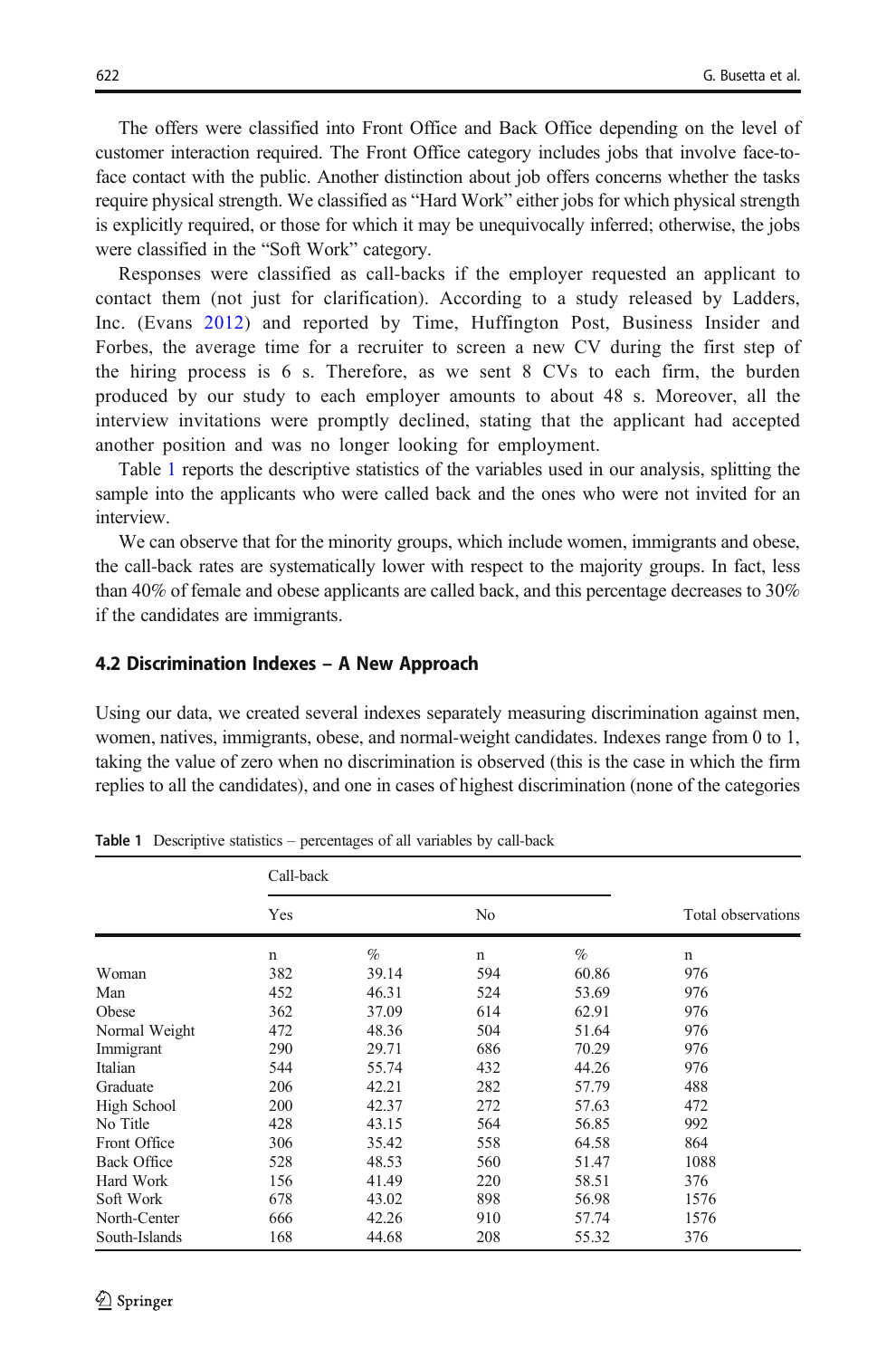The offers were classified into Front Office and Back Office depending on the level of customer interaction required. The Front Office category includes jobs that involve face-to-face contact with the public. Another distinction about job offers concerns whether the tasks require physical strength. We classified as "Hard Work" either jobs for which physical strength is explicitly required, or those for which it may be unequivocally inferred; otherwise, the jobs were classified in the "Soft Work" category.

Responses were classified as call-backs if the employer requested an applicant to contact them (not just for clarification). According to a study released by Ladders, Inc. (Evans 2012) and reported by Time, Huffington Post, Business Insider and Forbes, the average time for a recruiter to screen a new CV during the first step of the hiring process is 6 s. Therefore, as we sent 8 CVs to each firm, the burden produced by our study to each employer amounts to about 48 s. Moreover, all the interview invitations were promptly declined, stating that the applicant had accepted another position and was no longer looking for employment.

Table 1 reports the descriptive statistics of the variables used in our analysis, splitting the sample into the applicants who were called back and the ones who were not invited for an interview.

We can observe that for the minority groups, which include women, immigrants and obese, the call-back rates are systematically lower with respect to the majority groups. In fact, less than 40% of female and obese applicants are called back, and this percentage decreases to 30% if the candidates are immigrants.

### 4.2 Discrimination Indexes – A New Approach

Using our data, we created several indexes separately measuring discrimination against men, women, natives, immigrants, obese, and normal-weight candidates. Indexes range from 0 to 1, taking the value of zero when no discrimination is observed (this is the case in which the firm replies to all the candidates), and one in cases of highest discrimination (none of the categories

**Table 1** Descriptive statistics – percentages of all variables by call-back

| | Call-back | | | | Total observations |
|---|---|---|---|---|---|
| | Yes | | No | | |
| | n | % | n | % | n |
| Woman | 382 | 39.14 | 594 | 60.86 | 976 |
| Man | 452 | 46.31 | 524 | 53.69 | 976 |
| Obese | 362 | 37.09 | 614 | 62.91 | 976 |
| Normal Weight | 472 | 48.36 | 504 | 51.64 | 976 |
| Immigrant | 290 | 29.71 | 686 | 70.29 | 976 |
| Italian | 544 | 55.74 | 432 | 44.26 | 976 |
| Graduate | 206 | 42.21 | 282 | 57.79 | 488 |
| High School | 200 | 42.37 | 272 | 57.63 | 472 |
| No Title | 428 | 43.15 | 564 | 56.85 | 992 |
| Front Office | 306 | 35.42 | 558 | 64.58 | 864 |
| Back Office | 528 | 48.53 | 560 | 51.47 | 1088 |
| Hard Work | 156 | 41.49 | 220 | 58.51 | 376 |
| Soft Work | 678 | 43.02 | 898 | 56.98 | 1576 |
| North-Center | 666 | 42.26 | 910 | 57.74 | 1576 |
| South-Islands | 168 | 44.68 | 208 | 55.32 | 376 |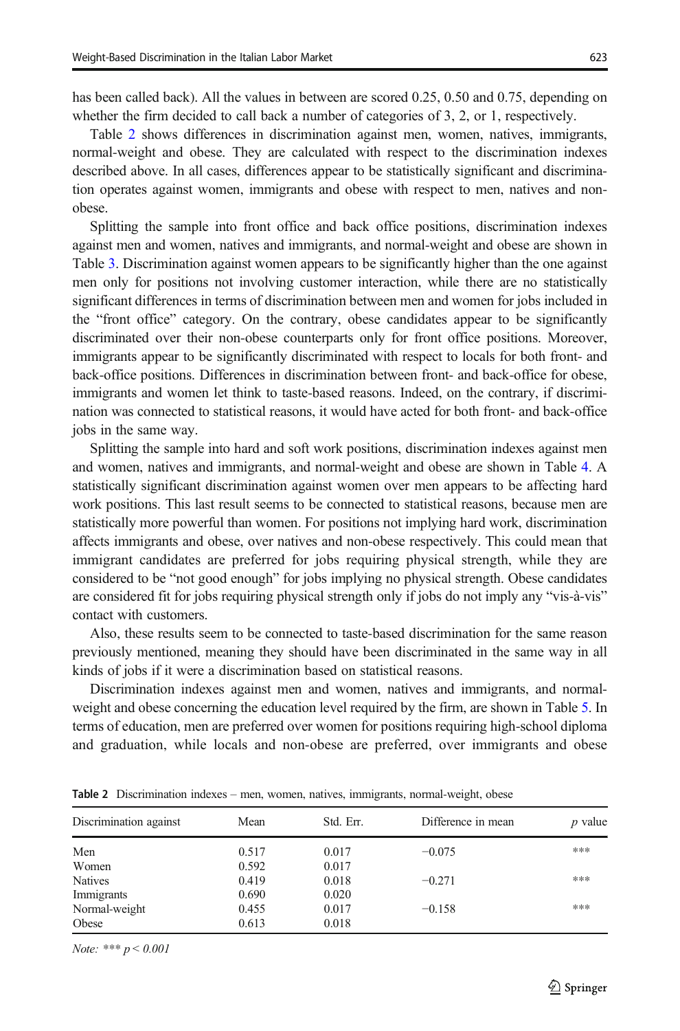has been called back). All the values in between are scored 0.25, 0.50 and 0.75, depending on whether the firm decided to call back a number of categories of 3, 2, or 1, respectively.

Table 2 shows differences in discrimination against men, women, natives, immigrants, normal-weight and obese. They are calculated with respect to the discrimination indexes described above. In all cases, differences appear to be statistically significant and discrimination operates against women, immigrants and obese with respect to men, natives and non-obese.

Splitting the sample into front office and back office positions, discrimination indexes against men and women, natives and immigrants, and normal-weight and obese are shown in Table 3. Discrimination against women appears to be significantly higher than the one against men only for positions not involving customer interaction, while there are no statistically significant differences in terms of discrimination between men and women for jobs included in the "front office" category. On the contrary, obese candidates appear to be significantly discriminated over their non-obese counterparts only for front office positions. Moreover, immigrants appear to be significantly discriminated with respect to locals for both front- and back-office positions. Differences in discrimination between front- and back-office for obese, immigrants and women let think to taste-based reasons. Indeed, on the contrary, if discrimination was connected to statistical reasons, it would have acted for both front- and back-office jobs in the same way.

Splitting the sample into hard and soft work positions, discrimination indexes against men and women, natives and immigrants, and normal-weight and obese are shown in Table 4. A statistically significant discrimination against women over men appears to be affecting hard work positions. This last result seems to be connected to statistical reasons, because men are statistically more powerful than women. For positions not implying hard work, discrimination affects immigrants and obese, over natives and non-obese respectively. This could mean that immigrant candidates are preferred for jobs requiring physical strength, while they are considered to be "not good enough" for jobs implying no physical strength. Obese candidates are considered fit for jobs requiring physical strength only if jobs do not imply any "vis-à-vis" contact with customers.

Also, these results seem to be connected to taste-based discrimination for the same reason previously mentioned, meaning they should have been discriminated in the same way in all kinds of jobs if it were a discrimination based on statistical reasons.

Discrimination indexes against men and women, natives and immigrants, and normal-weight and obese concerning the education level required by the firm, are shown in Table 5. In terms of education, men are preferred over women for positions requiring high-school diploma and graduation, while locals and non-obese are preferred, over immigrants and obese

**Table 2** Discrimination indexes – men, women, natives, immigrants, normal-weight, obese

| Discrimination against | Mean | Std. Err. | Difference in mean | *p* value |
|---|---|---|---|---|
| Men | 0.517 | 0.017 | −0.075 | *** |
| Women | 0.592 | 0.017 | | |
| Natives | 0.419 | 0.018 | −0.271 | *** |
| Immigrants | 0.690 | 0.020 | | |
| Normal-weight | 0.455 | 0.017 | −0.158 | *** |
| Obese | 0.613 | 0.018 | | |

*Note:* *** $p < 0.001$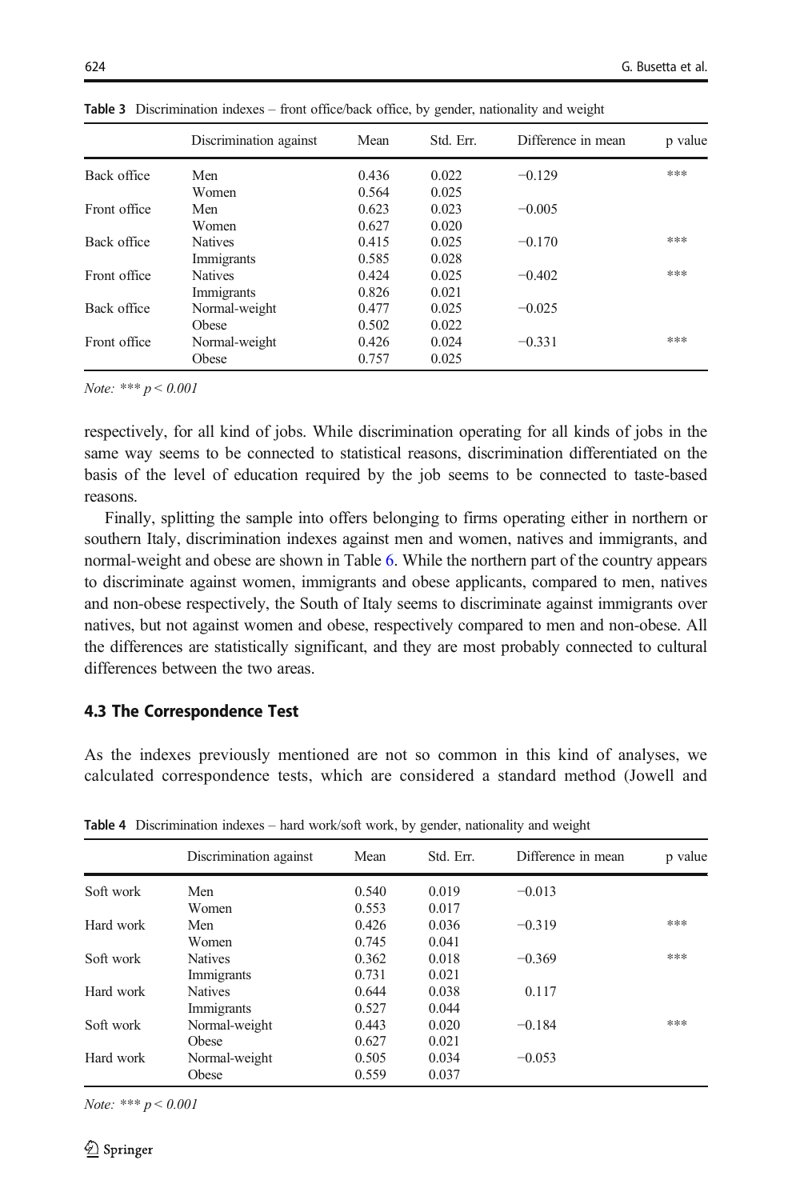**Table 3** Discrimination indexes – front office/back office, by gender, nationality and weight

| | Discrimination against | Mean | Std. Err. | Difference in mean | p value |
|---|---|---|---|---|---|
| Back office | Men | 0.436 | 0.022 | −0.129 | *** |
| | Women | 0.564 | 0.025 | | |
| Front office | Men | 0.623 | 0.023 | −0.005 | |
| | Women | 0.627 | 0.020 | | |
| Back office | Natives | 0.415 | 0.025 | −0.170 | *** |
| | Immigrants | 0.585 | 0.028 | | |
| Front office | Natives | 0.424 | 0.025 | −0.402 | *** |
| | Immigrants | 0.826 | 0.021 | | |
| Back office | Normal-weight | 0.477 | 0.025 | −0.025 | |
| | Obese | 0.502 | 0.022 | | |
| Front office | Normal-weight | 0.426 | 0.024 | −0.331 | *** |
| | Obese | 0.757 | 0.025 | | |

*Note: *** $p < 0.001$*

respectively, for all kind of jobs. While discrimination operating for all kinds of jobs in the same way seems to be connected to statistical reasons, discrimination differentiated on the basis of the level of education required by the job seems to be connected to taste-based reasons.

Finally, splitting the sample into offers belonging to firms operating either in northern or southern Italy, discrimination indexes against men and women, natives and immigrants, and normal-weight and obese are shown in Table 6. While the northern part of the country appears to discriminate against women, immigrants and obese applicants, compared to men, natives and non-obese respectively, the South of Italy seems to discriminate against immigrants over natives, but not against women and obese, respectively compared to men and non-obese. All the differences are statistically significant, and they are most probably connected to cultural differences between the two areas.

### 4.3 The Correspondence Test

As the indexes previously mentioned are not so common in this kind of analyses, we calculated correspondence tests, which are considered a standard method (Jowell and

**Table 4** Discrimination indexes – hard work/soft work, by gender, nationality and weight

| | Discrimination against | Mean | Std. Err. | Difference in mean | p value |
|---|---|---|---|---|---|
| Soft work | Men | 0.540 | 0.019 | −0.013 | |
| | Women | 0.553 | 0.017 | | |
| Hard work | Men | 0.426 | 0.036 | −0.319 | *** |
| | Women | 0.745 | 0.041 | | |
| Soft work | Natives | 0.362 | 0.018 | −0.369 | *** |
| | Immigrants | 0.731 | 0.021 | | |
| Hard work | Natives | 0.644 | 0.038 | 0.117 | |
| | Immigrants | 0.527 | 0.044 | | |
| Soft work | Normal-weight | 0.443 | 0.020 | −0.184 | *** |
| | Obese | 0.627 | 0.021 | | |
| Hard work | Normal-weight | 0.505 | 0.034 | −0.053 | |
| | Obese | 0.559 | 0.037 | | |

*Note: *** $p < 0.001$*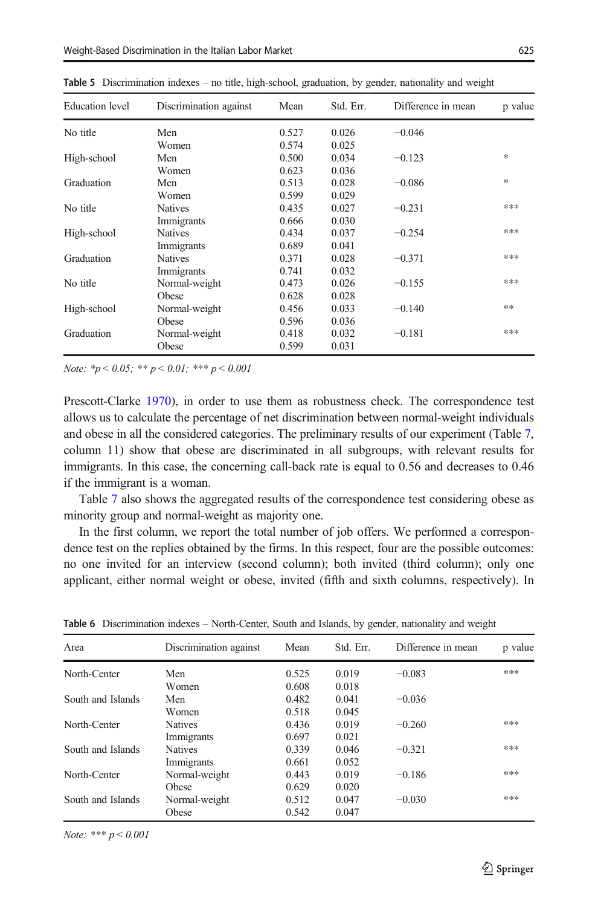**Table 5** Discrimination indexes – no title, high-school, graduation, by gender, nationality and weight

| Education level | Discrimination against | Mean | Std. Err. | Difference in mean | p value |
|---|---|---|---|---|---|
| No title | Men | 0.527 | 0.026 | −0.046 | |
| | Women | 0.574 | 0.025 | | |
| High-school | Men | 0.500 | 0.034 | −0.123 | * |
| | Women | 0.623 | 0.036 | | |
| Graduation | Men | 0.513 | 0.028 | −0.086 | * |
| | Women | 0.599 | 0.029 | | |
| No title | Natives | 0.435 | 0.027 | −0.231 | *** |
| | Immigrants | 0.666 | 0.030 | | |
| High-school | Natives | 0.434 | 0.037 | −0.254 | *** |
| | Immigrants | 0.689 | 0.041 | | |
| Graduation | Natives | 0.371 | 0.028 | −0.371 | *** |
| | Immigrants | 0.741 | 0.032 | | |
| No title | Normal-weight | 0.473 | 0.026 | −0.155 | *** |
| | Obese | 0.628 | 0.028 | | |
| High-school | Normal-weight | 0.456 | 0.033 | −0.140 | ** |
| | Obese | 0.596 | 0.036 | | |
| Graduation | Normal-weight | 0.418 | 0.032 | −0.181 | *** |
| | Obese | 0.599 | 0.031 | | |

*Note:* *$p < 0.05$; ** $p < 0.01$; *** $p < 0.001$

Prescott-Clarke 1970), in order to use them as robustness check. The correspondence test allows us to calculate the percentage of net discrimination between normal-weight individuals and obese in all the considered categories. The preliminary results of our experiment (Table 7, column 11) show that obese are discriminated in all subgroups, with relevant results for immigrants. In this case, the concerning call-back rate is equal to 0.56 and decreases to 0.46 if the immigrant is a woman.

Table 7 also shows the aggregated results of the correspondence test considering obese as minority group and normal-weight as majority one.

In the first column, we report the total number of job offers. We performed a correspondence test on the replies obtained by the firms. In this respect, four are the possible outcomes: no one invited for an interview (second column); both invited (third column); only one applicant, either normal weight or obese, invited (fifth and sixth columns, respectively). In

**Table 6** Discrimination indexes – North-Center, South and Islands, by gender, nationality and weight

| Area | Discrimination against | Mean | Std. Err. | Difference in mean | p value |
|---|---|---|---|---|---|
| North-Center | Men | 0.525 | 0.019 | −0.083 | *** |
| | Women | 0.608 | 0.018 | | |
| South and Islands | Men | 0.482 | 0.041 | −0.036 | |
| | Women | 0.518 | 0.045 | | |
| North-Center | Natives | 0.436 | 0.019 | −0.260 | *** |
| | Immigrants | 0.697 | 0.021 | | |
| South and Islands | Natives | 0.339 | 0.046 | −0.321 | *** |
| | Immigrants | 0.661 | 0.052 | | |
| North-Center | Normal-weight | 0.443 | 0.019 | −0.186 | *** |
| | Obese | 0.629 | 0.020 | | |
| South and Islands | Normal-weight | 0.512 | 0.047 | −0.030 | *** |
| | Obese | 0.542 | 0.047 | | |

*Note:* *** $p < 0.001$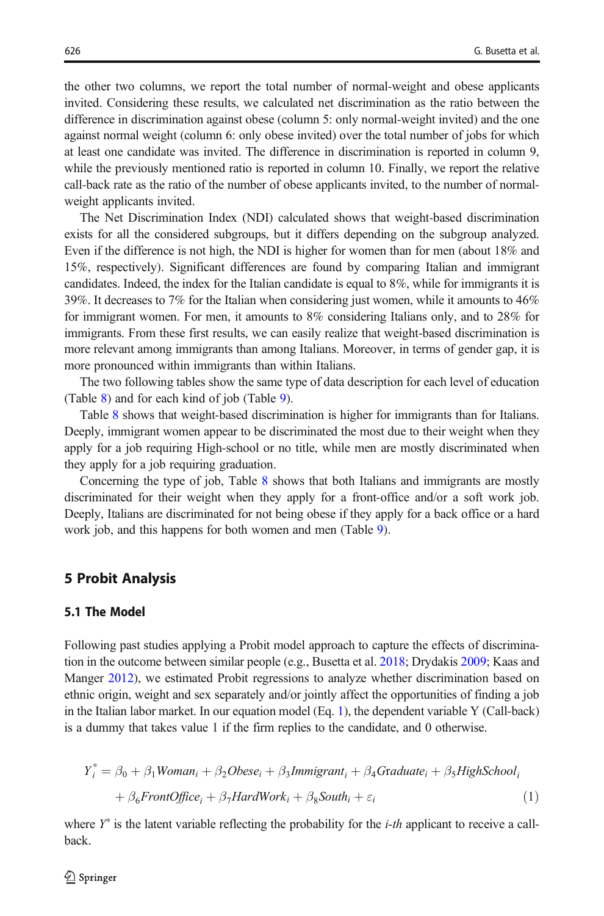the other two columns, we report the total number of normal-weight and obese applicants invited. Considering these results, we calculated net discrimination as the ratio between the difference in discrimination against obese (column 5: only normal-weight invited) and the one against normal weight (column 6: only obese invited) over the total number of jobs for which at least one candidate was invited. The difference in discrimination is reported in column 9, while the previously mentioned ratio is reported in column 10. Finally, we report the relative call-back rate as the ratio of the number of obese applicants invited, to the number of normal-weight applicants invited.

The Net Discrimination Index (NDI) calculated shows that weight-based discrimination exists for all the considered subgroups, but it differs depending on the subgroup analyzed. Even if the difference is not high, the NDI is higher for women than for men (about 18% and 15%, respectively). Significant differences are found by comparing Italian and immigrant candidates. Indeed, the index for the Italian candidate is equal to 8%, while for immigrants it is 39%. It decreases to 7% for the Italian when considering just women, while it amounts to 46% for immigrant women. For men, it amounts to 8% considering Italians only, and to 28% for immigrants. From these first results, we can easily realize that weight-based discrimination is more relevant among immigrants than among Italians. Moreover, in terms of gender gap, it is more pronounced within immigrants than within Italians.

The two following tables show the same type of data description for each level of education (Table 8) and for each kind of job (Table 9).

Table 8 shows that weight-based discrimination is higher for immigrants than for Italians. Deeply, immigrant women appear to be discriminated the most due to their weight when they apply for a job requiring High-school or no title, while men are mostly discriminated when they apply for a job requiring graduation.

Concerning the type of job, Table 8 shows that both Italians and immigrants are mostly discriminated for their weight when they apply for a front-office and/or a soft work job. Deeply, Italians are discriminated for not being obese if they apply for a back office or a hard work job, and this happens for both women and men (Table 9).

## 5 Probit Analysis

### 5.1 The Model

Following past studies applying a Probit model approach to capture the effects of discrimination in the outcome between similar people (e.g., Busetta et al. 2018; Drydakis 2009; Kaas and Manger 2012), we estimated Probit regressions to analyze whether discrimination based on ethnic origin, weight and sex separately and/or jointly affect the opportunities of finding a job in the Italian labor market. In our equation model (Eq. 1), the dependent variable Y (Call-back) is a dummy that takes value 1 if the firm replies to the candidate, and 0 otherwise.

$$
\begin{aligned}
Y_i^* = {} & \beta_0 + \beta_1 Woman_i + \beta_2 Obese_i + \beta_3 Immigrant_i + \beta_4 Graduate_i + \beta_5 HighSchool_i \\
& + \beta_6 FrontOffice_i + \beta_7 HardWork_i + \beta_8 South_i + \varepsilon_i
\end{aligned}
\tag{1}
$$

where $Y^*$ is the latent variable reflecting the probability for the *i-th* applicant to receive a call-back.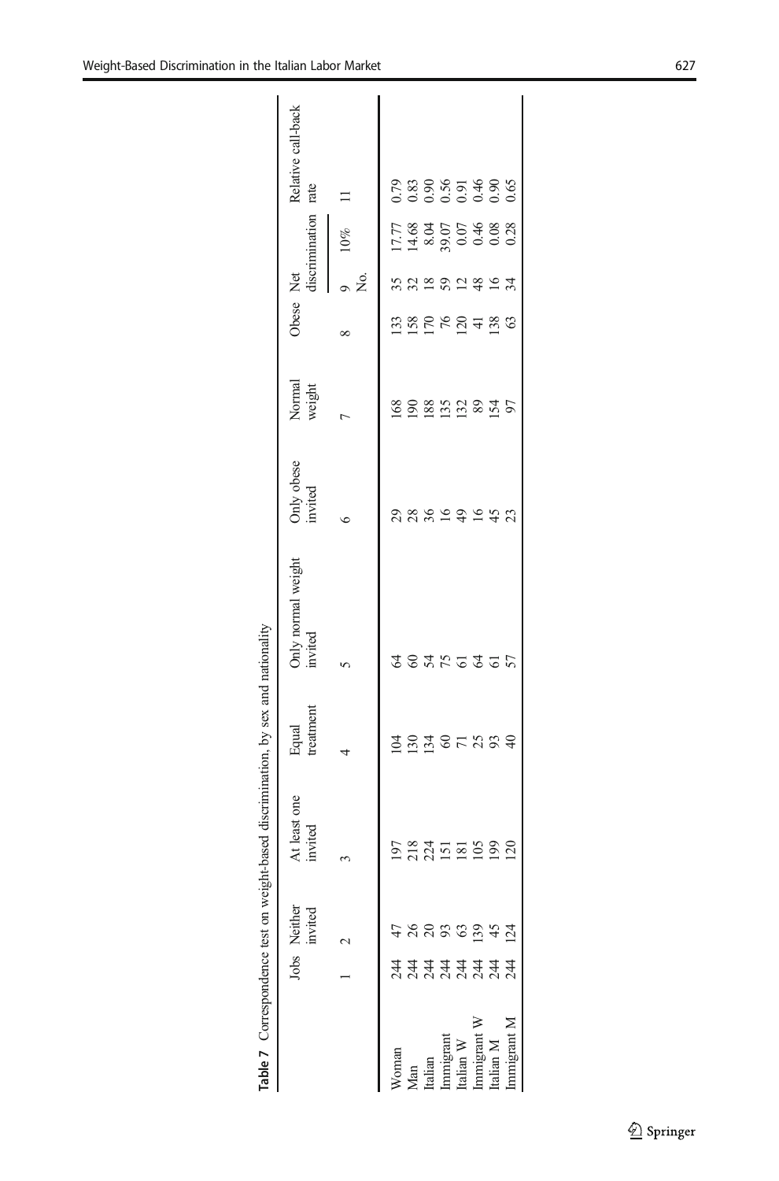**Table 7** Correspondence test on weight-based discrimination, by sex and nationality

| | Jobs | Neither invited | At least one invited | Equal treatment | Only normal weight invited | Only obese invited | Normal weight | Obese | Net discrimination | | Relative call-back rate |
|---|---|---|---|---|---|---|---|---|---|---|---|
| | | | | | | | | | No. | 10% | |
| | 1 | 2 | 3 | 4 | 5 | 6 | 7 | 8 | 9 | | 11 |
| Woman | 244 | 47 | 197 | 104 | 64 | 29 | 168 | 133 | 35 | 17.77 | 0.79 |
| Man | 244 | 26 | 218 | 130 | 60 | 28 | 190 | 158 | 32 | 14.68 | 0.83 |
| Italian | 244 | 20 | 224 | 134 | 54 | 36 | 188 | 170 | 18 | 8.04 | 0.90 |
| Immigrant | 244 | 93 | 151 | 60 | 75 | 16 | 135 | 76 | 59 | 39.07 | 0.56 |
| Italian W | 244 | 63 | 181 | 71 | 61 | 49 | 132 | 120 | 12 | 0.07 | 0.91 |
| Immigrant W | 244 | 139 | 105 | 25 | 64 | 16 | 89 | 41 | 48 | 0.46 | 0.46 |
| Italian M | 244 | 45 | 199 | 93 | 61 | 45 | 154 | 138 | 16 | 0.08 | 0.90 |
| Immigrant M | 244 | 124 | 120 | 40 | 57 | 23 | 97 | 63 | 34 | 0.28 | 0.65 |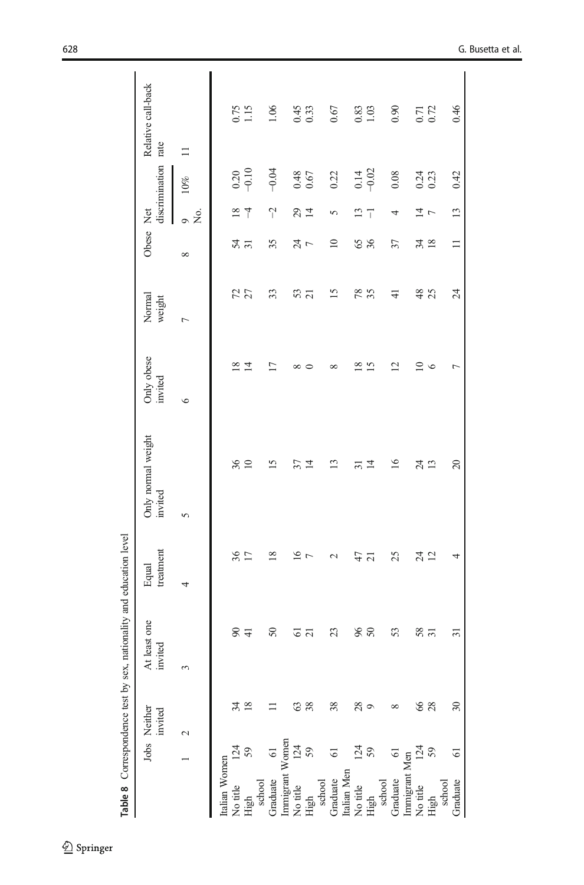Table 8 Correspondence test by sex, nationality and education level

| | Jobs | Neither invited | At least one invited | Equal treatment | Only normal weight invited | Only obese invited | Normal weight | Obese | Net discrimination | | Relative call-back rate |
|---|---|---|---|---|---|---|---|---|---|---|---|
| | | | | | | | | | No. | 10% | |
| | 1 | 2 | 3 | 4 | 5 | 6 | 7 | 8 | 9 | | 11 |
| Italian Women | | | | | | | | | | | |
| No title | 124 | 34 | 90 | 36 | 36 | 18 | 72 | 54 | 18 | 0.20 | 0.75 |
| High school | 59 | 18 | 41 | 17 | 10 | 14 | 27 | 31 | −4 | −0.10 | 1.15 |
| Graduate | 61 | 11 | 50 | 18 | 15 | 17 | 33 | 35 | −2 | −0.04 | 1.06 |
| Immigrant Women | | | | | | | | | | | |
| No title | 124 | 63 | 61 | 16 | 37 | 8 | 53 | 24 | 29 | 0.48 | 0.45 |
| High school | 59 | 38 | 21 | 7 | 14 | 0 | 21 | 7 | 14 | 0.67 | 0.33 |
| Graduate | 61 | 38 | 23 | 2 | 13 | 8 | 15 | 10 | 5 | 0.22 | 0.67 |
| Italian Men | | | | | | | | | | | |
| No title | 124 | 28 | 96 | 47 | 31 | 18 | 78 | 65 | 13 | 0.14 | 0.83 |
| High school | 59 | 9 | 50 | 21 | 14 | 15 | 35 | 36 | −1 | −0.02 | 1.03 |
| Graduate | 61 | 8 | 53 | 25 | 16 | 12 | 41 | 37 | 4 | 0.08 | 0.90 |
| Immigrant Men | | | | | | | | | | | |
| No title | 124 | 66 | 58 | 24 | 24 | 10 | 48 | 34 | 14 | 0.24 | 0.71 |
| High school | 59 | 28 | 31 | 12 | 13 | 6 | 25 | 18 | 7 | 0.23 | 0.72 |
| Graduate | 61 | 30 | 31 | 4 | 20 | 7 | 24 | 11 | 13 | 0.42 | 0.46 |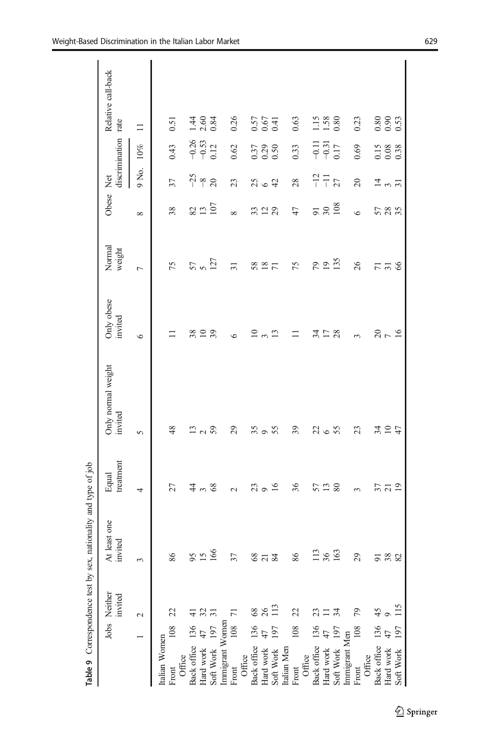**Table 9** Correspondence test by sex, nationality and type of job

| | Jobs | Neither invited | At least one invited | Equal treatment | Only normal weight invited | Only obese invited | Normal weight | Obese | Net discrimination | | Relative call-back rate |
|---|---|---|---|---|---|---|---|---|---|---|---|
| | | | | | | | | | No. | % | |
| | 1 | 2 | 3 | 4 | 5 | 6 | 7 | 8 | 9 | 10 | 11 |
| Italian Women | | | | | | | | | | | |
| Front Office | 108 | 22 | 86 | 27 | 48 | 11 | 75 | 38 | 37 | 0.43 | 0.51 |
| Back office | 136 | 41 | 95 | 44 | 13 | 38 | 57 | 82 | −25 | −0.26 | 1.44 |
| Hard work | 47 | 32 | 15 | 3 | 2 | 10 | 5 | 13 | −8 | −0.53 | 2.60 |
| Soft Work | 197 | 31 | 166 | 68 | 59 | 39 | 127 | 107 | 20 | 0.12 | 0.84 |
| Immigrant Women | | | | | | | | | | | |
| Front Office | 108 | 71 | 37 | 2 | 29 | 6 | 31 | 8 | 23 | 0.62 | 0.26 |
| Back office | 136 | 68 | 68 | 23 | 35 | 10 | 58 | 33 | 25 | 0.37 | 0.57 |
| Hard work | 47 | 26 | 21 | 9 | 9 | 3 | 18 | 12 | 6 | 0.29 | 0.67 |
| Soft Work | 197 | 113 | 84 | 16 | 55 | 13 | 71 | 29 | 42 | 0.50 | 0.41 |
| Italian Men | | | | | | | | | | | |
| Front Office | 108 | 22 | 86 | 36 | 39 | 11 | 75 | 47 | 28 | 0.33 | 0.63 |
| Back office | 136 | 23 | 113 | 57 | 22 | 34 | 79 | 91 | −12 | −0.11 | 1.15 |
| Hard work | 47 | 11 | 36 | 13 | 6 | 17 | 19 | 30 | −11 | −0.31 | 1.58 |
| Soft Work | 197 | 34 | 163 | 80 | 55 | 28 | 135 | 108 | 27 | 0.17 | 0.80 |
| Immigrant Men | | | | | | | | | | | |
| Front Office | 108 | 79 | 29 | 3 | 23 | 3 | 26 | 6 | 20 | 0.69 | 0.23 |
| Back office | 136 | 45 | 91 | 37 | 34 | 20 | 71 | 57 | 14 | 0.15 | 0.80 |
| Hard work | 47 | 9 | 38 | 21 | 10 | 7 | 31 | 28 | 3 | 0.08 | 0.90 |
| Soft Work | 197 | 115 | 82 | 19 | 47 | 16 | 66 | 35 | 31 | 0.38 | 0.53 |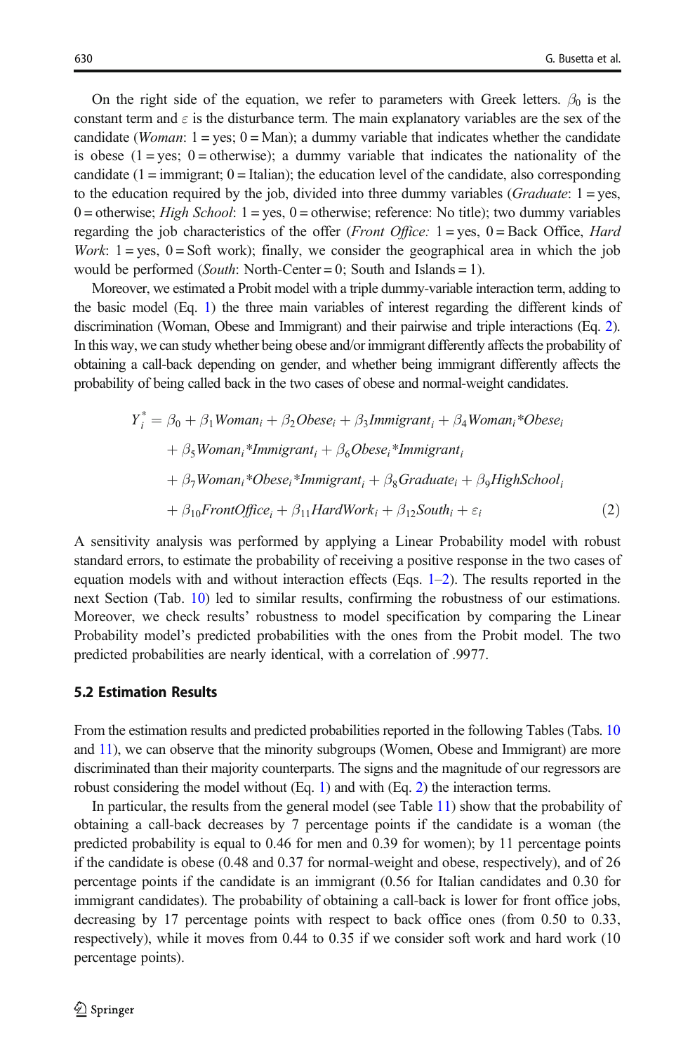On the right side of the equation, we refer to parameters with Greek letters. $\beta_0$ is the constant term and $\varepsilon$ is the disturbance term. The main explanatory variables are the sex of the candidate (*Woman*: 1 = yes; 0 = Man); a dummy variable that indicates whether the candidate is obese (1 = yes; 0 = otherwise); a dummy variable that indicates the nationality of the candidate (1 = immigrant; 0 = Italian); the education level of the candidate, also corresponding to the education required by the job, divided into three dummy variables (*Graduate*: 1 = yes, 0 = otherwise; *High School*: 1 = yes, 0 = otherwise; reference: No title); two dummy variables regarding the job characteristics of the offer (*Front Office:* 1 = yes, 0 = Back Office, *Hard Work*: 1 = yes, 0 = Soft work); finally, we consider the geographical area in which the job would be performed (*South*: North-Center = 0; South and Islands = 1).

Moreover, we estimated a Probit model with a triple dummy-variable interaction term, adding to the basic model (Eq. 1) the three main variables of interest regarding the different kinds of discrimination (Woman, Obese and Immigrant) and their pairwise and triple interactions (Eq. 2). In this way, we can study whether being obese and/or immigrant differently affects the probability of obtaining a call-back depending on gender, and whether being immigrant differently affects the probability of being called back in the two cases of obese and normal-weight candidates.

$$
\begin{aligned}
Y_i^* = {} & \beta_0 + \beta_1 Woman_i + \beta_2 Obese_i + \beta_3 Immigrant_i + \beta_4 Woman_i{*}Obese_i \\
& + \beta_5 Woman_i{*}Immigrant_i + \beta_6 Obese_i{*}Immigrant_i \\
& + \beta_7 Woman_i{*}Obese_i{*}Immigrant_i + \beta_8 Graduate_i + \beta_9 HighSchool_i \\
& + \beta_{10} FrontOffice_i + \beta_{11} HardWork_i + \beta_{12} South_i + \varepsilon_i
\end{aligned}
\tag{2}
$$

A sensitivity analysis was performed by applying a Linear Probability model with robust standard errors, to estimate the probability of receiving a positive response in the two cases of equation models with and without interaction effects (Eqs. 1–2). The results reported in the next Section (Tab. 10) led to similar results, confirming the robustness of our estimations. Moreover, we check results' robustness to model specification by comparing the Linear Probability model's predicted probabilities with the ones from the Probit model. The two predicted probabilities are nearly identical, with a correlation of .9977.

### 5.2 Estimation Results

From the estimation results and predicted probabilities reported in the following Tables (Tabs. 10 and 11), we can observe that the minority subgroups (Women, Obese and Immigrant) are more discriminated than their majority counterparts. The signs and the magnitude of our regressors are robust considering the model without (Eq. 1) and with (Eq. 2) the interaction terms.

In particular, the results from the general model (see Table 11) show that the probability of obtaining a call-back decreases by 7 percentage points if the candidate is a woman (the predicted probability is equal to 0.46 for men and 0.39 for women); by 11 percentage points if the candidate is obese (0.48 and 0.37 for normal-weight and obese, respectively), and of 26 percentage points if the candidate is an immigrant (0.56 for Italian candidates and 0.30 for immigrant candidates). The probability of obtaining a call-back is lower for front office jobs, decreasing by 17 percentage points with respect to back office ones (from 0.50 to 0.33, respectively), while it moves from 0.44 to 0.35 if we consider soft work and hard work (10 percentage points).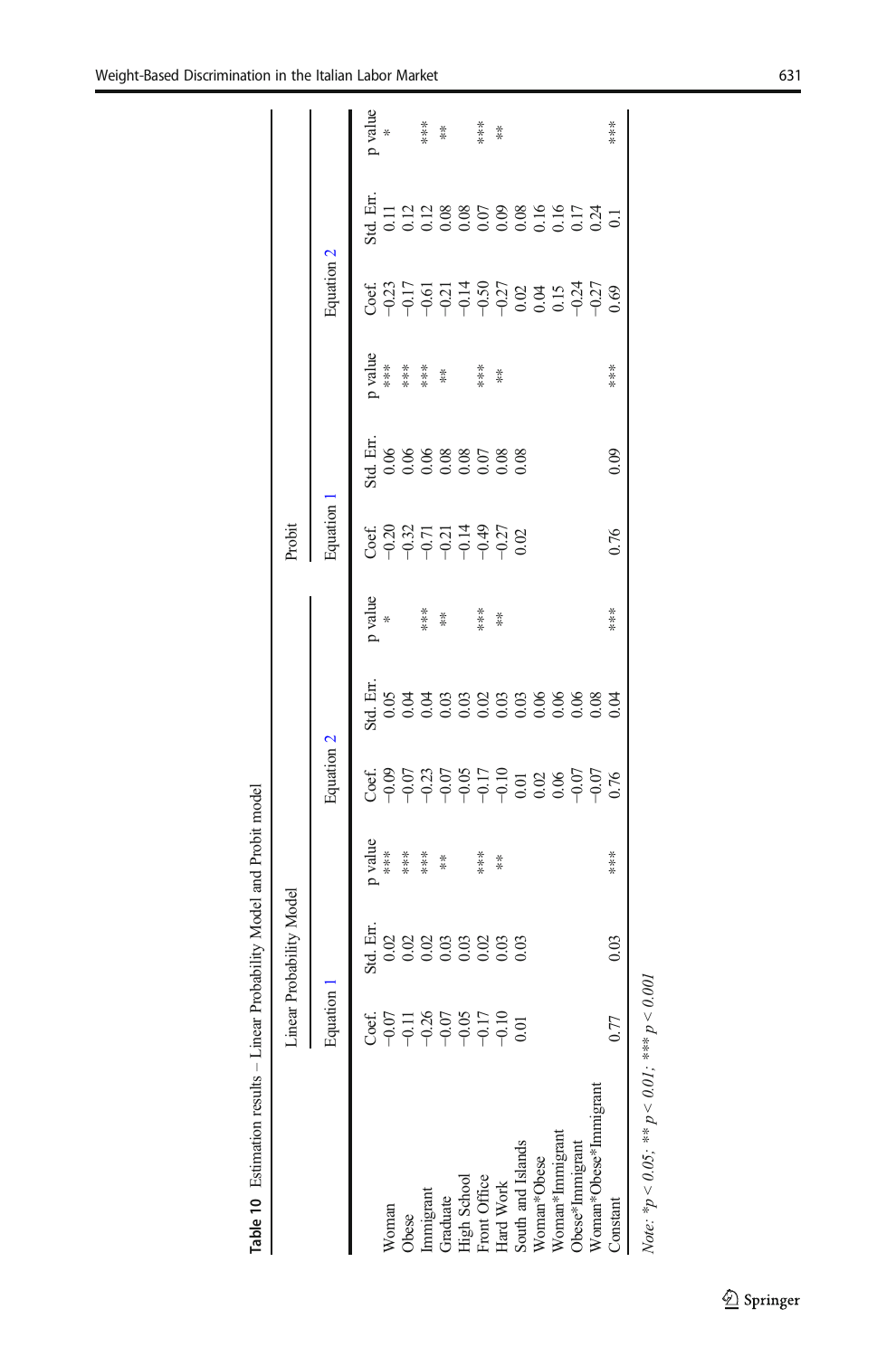**Table 10** Estimation results – Linear Probability Model and Probit model

| | Linear Probability Model | | | | | | Probit | | | | | |
|---|---|---|---|---|---|---|---|---|---|---|---|---|
| | Equation 1 | | | Equation 2 | | | Equation 1 | | | Equation 2 | | |
| | Coef. | Std. Err. | p value | Coef. | Std. Err. | p value | Coef. | Std. Err. | p value | Coef. | Std. Err. | p value |
| Woman | −0.07 | 0.02 | *** | −0.09 | 0.05 | * | −0.20 | 0.06 | *** | −0.23 | 0.11 | * |
| Obese | −0.11 | 0.02 | *** | −0.07 | 0.04 | | −0.32 | 0.06 | *** | −0.17 | 0.12 | |
| Immigrant | −0.26 | 0.02 | *** | −0.23 | 0.04 | *** | −0.71 | 0.06 | *** | −0.61 | 0.12 | *** |
| Graduate | −0.07 | 0.03 | ** | −0.07 | 0.03 | ** | −0.21 | 0.08 | ** | −0.21 | 0.08 | ** |
| High School | −0.05 | 0.03 | | −0.05 | 0.03 | | −0.14 | 0.08 | | −0.14 | 0.08 | |
| Front Office | −0.17 | 0.02 | *** | −0.17 | 0.02 | *** | −0.49 | 0.07 | *** | −0.50 | 0.07 | *** |
| Hard Work | −0.10 | 0.03 | ** | −0.10 | 0.03 | ** | −0.27 | 0.08 | ** | −0.27 | 0.09 | ** |
| South and Islands | 0.01 | 0.03 | | 0.01 | 0.03 | | 0.02 | 0.08 | | 0.02 | 0.08 | |
| Woman*Obese | | | | 0.02 | 0.06 | | | | | 0.04 | 0.16 | |
| Woman*Immigrant | | | | 0.06 | 0.06 | | | | | 0.15 | 0.16 | |
| Obese*Immigrant | | | | −0.07 | 0.06 | | | | | −0.24 | 0.17 | |
| Woman*Obese*Immigrant | | | | −0.07 | 0.08 | | | | | −0.27 | 0.24 | |
| Constant | 0.77 | 0.03 | *** | 0.76 | 0.04 | *** | 0.76 | 0.09 | *** | 0.69 | 0.1 | *** |

*Note:* *$p < 0.05$; ** $p < 0.01$; *** $p < 0.001$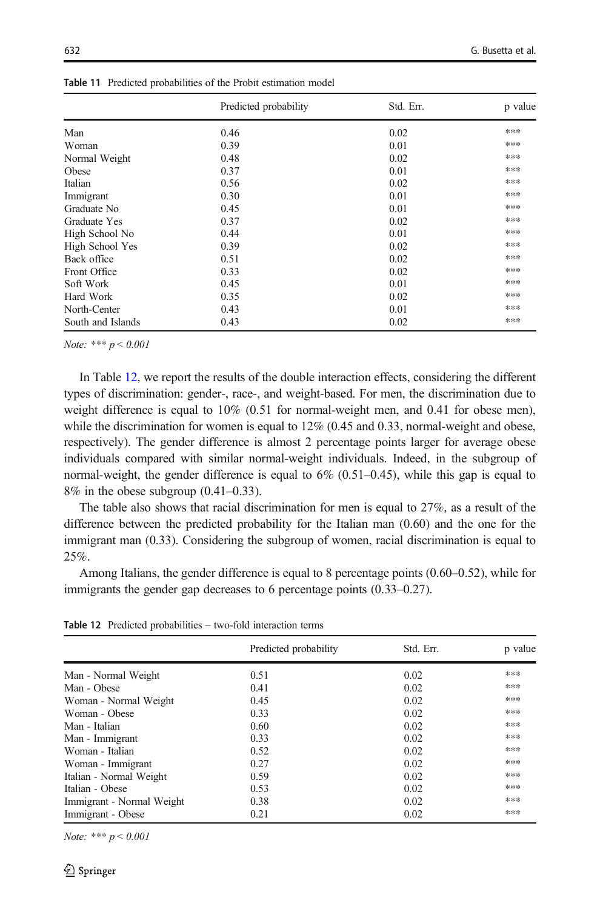**Table 11** Predicted probabilities of the Probit estimation model

| | Predicted probability | Std. Err. | p value |
|---|---|---|---|
| Man | 0.46 | 0.02 | *** |
| Woman | 0.39 | 0.01 | *** |
| Normal Weight | 0.48 | 0.02 | *** |
| Obese | 0.37 | 0.01 | *** |
| Italian | 0.56 | 0.02 | *** |
| Immigrant | 0.30 | 0.01 | *** |
| Graduate No | 0.45 | 0.01 | *** |
| Graduate Yes | 0.37 | 0.02 | *** |
| High School No | 0.44 | 0.01 | *** |
| High School Yes | 0.39 | 0.02 | *** |
| Back office | 0.51 | 0.02 | *** |
| Front Office | 0.33 | 0.02 | *** |
| Soft Work | 0.45 | 0.01 | *** |
| Hard Work | 0.35 | 0.02 | *** |
| North-Center | 0.43 | 0.01 | *** |
| South and Islands | 0.43 | 0.02 | *** |

*Note:* *** $p < 0.001$

In Table 12, we report the results of the double interaction effects, considering the different types of discrimination: gender-, race-, and weight-based. For men, the discrimination due to weight difference is equal to 10% (0.51 for normal-weight men, and 0.41 for obese men), while the discrimination for women is equal to 12% (0.45 and 0.33, normal-weight and obese, respectively). The gender difference is almost 2 percentage points larger for average obese individuals compared with similar normal-weight individuals. Indeed, in the subgroup of normal-weight, the gender difference is equal to 6% (0.51–0.45), while this gap is equal to 8% in the obese subgroup (0.41–0.33).

The table also shows that racial discrimination for men is equal to 27%, as a result of the difference between the predicted probability for the Italian man (0.60) and the one for the immigrant man (0.33). Considering the subgroup of women, racial discrimination is equal to 25%.

Among Italians, the gender difference is equal to 8 percentage points (0.60–0.52), while for immigrants the gender gap decreases to 6 percentage points (0.33–0.27).

**Table 12** Predicted probabilities – two-fold interaction terms

| | Predicted probability | Std. Err. | p value |
|---|---|---|---|
| Man - Normal Weight | 0.51 | 0.02 | *** |
| Man - Obese | 0.41 | 0.02 | *** |
| Woman - Normal Weight | 0.45 | 0.02 | *** |
| Woman - Obese | 0.33 | 0.02 | *** |
| Man - Italian | 0.60 | 0.02 | *** |
| Man - Immigrant | 0.33 | 0.02 | *** |
| Woman - Italian | 0.52 | 0.02 | *** |
| Woman - Immigrant | 0.27 | 0.02 | *** |
| Italian - Normal Weight | 0.59 | 0.02 | *** |
| Italian - Obese | 0.53 | 0.02 | *** |
| Immigrant - Normal Weight | 0.38 | 0.02 | *** |
| Immigrant - Obese | 0.21 | 0.02 | *** |

*Note:* *** $p < 0.001$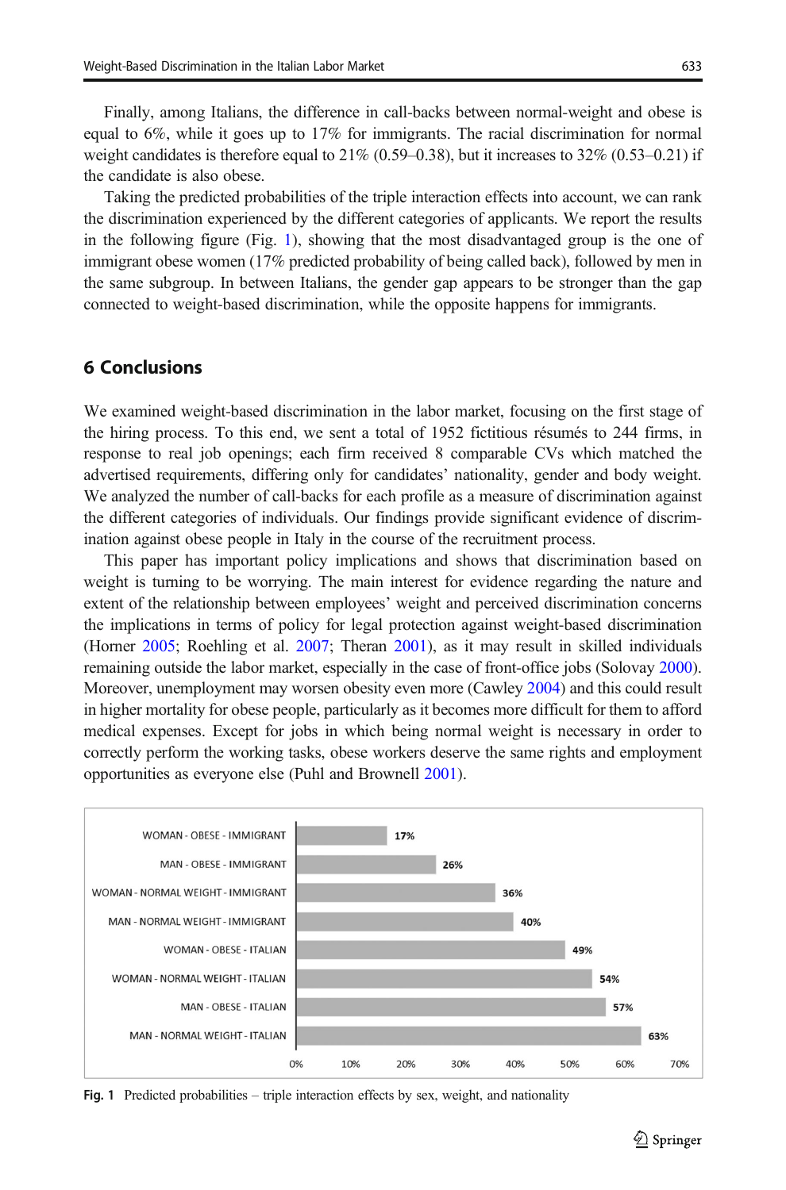Finally, among Italians, the difference in call-backs between normal-weight and obese is equal to 6%, while it goes up to 17% for immigrants. The racial discrimination for normal weight candidates is therefore equal to 21% (0.59–0.38), but it increases to 32% (0.53–0.21) if the candidate is also obese.

Taking the predicted probabilities of the triple interaction effects into account, we can rank the discrimination experienced by the different categories of applicants. We report the results in the following figure (Fig. 1), showing that the most disadvantaged group is the one of immigrant obese women (17% predicted probability of being called back), followed by men in the same subgroup. In between Italians, the gender gap appears to be stronger than the gap connected to weight-based discrimination, while the opposite happens for immigrants.

## 6 Conclusions

We examined weight-based discrimination in the labor market, focusing on the first stage of the hiring process. To this end, we sent a total of 1952 fictitious résumés to 244 firms, in response to real job openings; each firm received 8 comparable CVs which matched the advertised requirements, differing only for candidates' nationality, gender and body weight. We analyzed the number of call-backs for each profile as a measure of discrimination against the different categories of individuals. Our findings provide significant evidence of discrimination against obese people in Italy in the course of the recruitment process.

This paper has important policy implications and shows that discrimination based on weight is turning to be worrying. The main interest for evidence regarding the nature and extent of the relationship between employees' weight and perceived discrimination concerns the implications in terms of policy for legal protection against weight-based discrimination (Horner 2005; Roehling et al. 2007; Theran 2001), as it may result in skilled individuals remaining outside the labor market, especially in the case of front-office jobs (Solovay 2000). Moreover, unemployment may worsen obesity even more (Cawley 2004) and this could result in higher mortality for obese people, particularly as it becomes more difficult for them to afford medical expenses. Except for jobs in which being normal weight is necessary in order to correctly perform the working tasks, obese workers deserve the same rights and employment opportunities as everyone else (Puhl and Brownell 2001).

| Category | Predicted probability |
|---|---|
| WOMAN - OBESE - IMMIGRANT | 17% |
| MAN - OBESE - IMMIGRANT | 26% |
| WOMAN - NORMAL WEIGHT - IMMIGRANT | 36% |
| MAN - NORMAL WEIGHT - IMMIGRANT | 40% |
| WOMAN - OBESE - ITALIAN | 49% |
| WOMAN - NORMAL WEIGHT - ITALIAN | 54% |
| MAN - OBESE - ITALIAN | 57% |
| MAN - NORMAL WEIGHT - ITALIAN | 63% |

**Fig. 1** Predicted probabilities – triple interaction effects by sex, weight, and nationality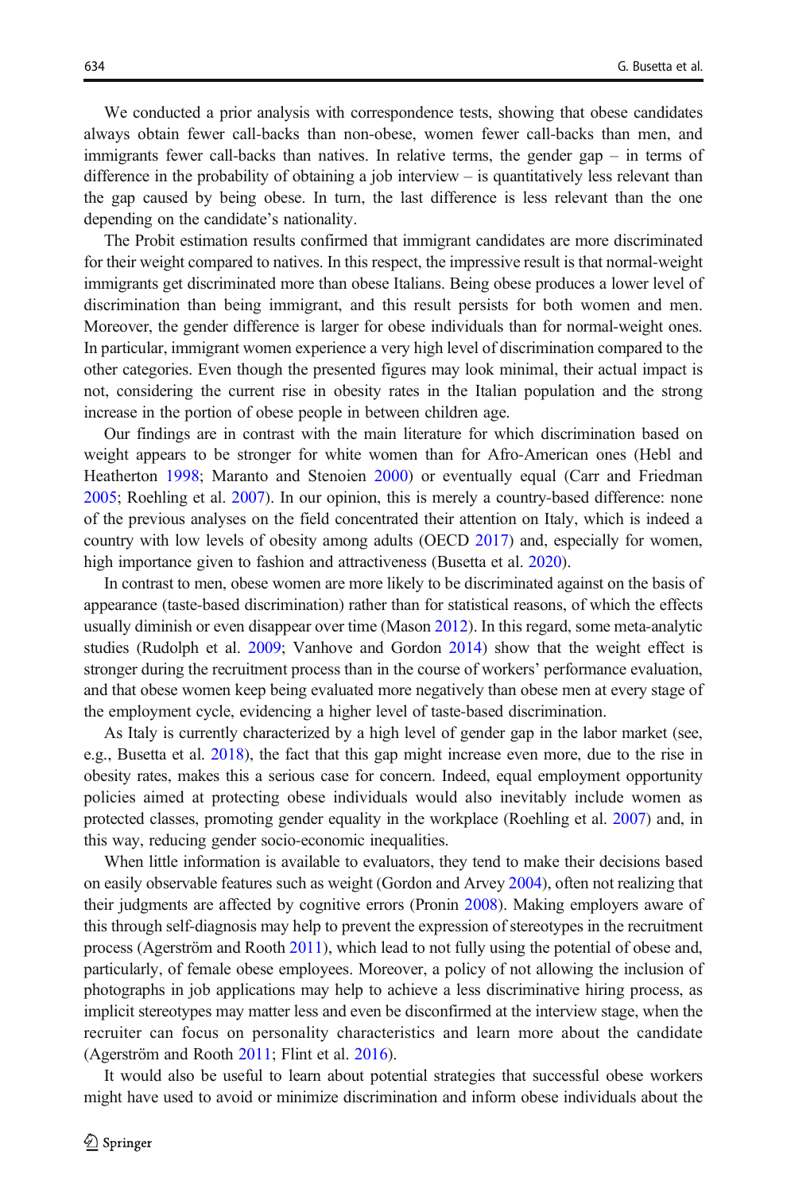We conducted a prior analysis with correspondence tests, showing that obese candidates always obtain fewer call-backs than non-obese, women fewer call-backs than men, and immigrants fewer call-backs than natives. In relative terms, the gender gap – in terms of difference in the probability of obtaining a job interview – is quantitatively less relevant than the gap caused by being obese. In turn, the last difference is less relevant than the one depending on the candidate's nationality.

The Probit estimation results confirmed that immigrant candidates are more discriminated for their weight compared to natives. In this respect, the impressive result is that normal-weight immigrants get discriminated more than obese Italians. Being obese produces a lower level of discrimination than being immigrant, and this result persists for both women and men. Moreover, the gender difference is larger for obese individuals than for normal-weight ones. In particular, immigrant women experience a very high level of discrimination compared to the other categories. Even though the presented figures may look minimal, their actual impact is not, considering the current rise in obesity rates in the Italian population and the strong increase in the portion of obese people in between children age.

Our findings are in contrast with the main literature for which discrimination based on weight appears to be stronger for white women than for Afro-American ones (Hebl and Heatherton 1998; Maranto and Stenoien 2000) or eventually equal (Carr and Friedman 2005; Roehling et al. 2007). In our opinion, this is merely a country-based difference: none of the previous analyses on the field concentrated their attention on Italy, which is indeed a country with low levels of obesity among adults (OECD 2017) and, especially for women, high importance given to fashion and attractiveness (Busetta et al. 2020).

In contrast to men, obese women are more likely to be discriminated against on the basis of appearance (taste-based discrimination) rather than for statistical reasons, of which the effects usually diminish or even disappear over time (Mason 2012). In this regard, some meta-analytic studies (Rudolph et al. 2009; Vanhove and Gordon 2014) show that the weight effect is stronger during the recruitment process than in the course of workers' performance evaluation, and that obese women keep being evaluated more negatively than obese men at every stage of the employment cycle, evidencing a higher level of taste-based discrimination.

As Italy is currently characterized by a high level of gender gap in the labor market (see, e.g., Busetta et al. 2018), the fact that this gap might increase even more, due to the rise in obesity rates, makes this a serious case for concern. Indeed, equal employment opportunity policies aimed at protecting obese individuals would also inevitably include women as protected classes, promoting gender equality in the workplace (Roehling et al. 2007) and, in this way, reducing gender socio-economic inequalities.

When little information is available to evaluators, they tend to make their decisions based on easily observable features such as weight (Gordon and Arvey 2004), often not realizing that their judgments are affected by cognitive errors (Pronin 2008). Making employers aware of this through self-diagnosis may help to prevent the expression of stereotypes in the recruitment process (Agerström and Rooth 2011), which lead to not fully using the potential of obese and, particularly, of female obese employees. Moreover, a policy of not allowing the inclusion of photographs in job applications may help to achieve a less discriminative hiring process, as implicit stereotypes may matter less and even be disconfirmed at the interview stage, when the recruiter can focus on personality characteristics and learn more about the candidate (Agerström and Rooth 2011; Flint et al. 2016).

It would also be useful to learn about potential strategies that successful obese workers might have used to avoid or minimize discrimination and inform obese individuals about the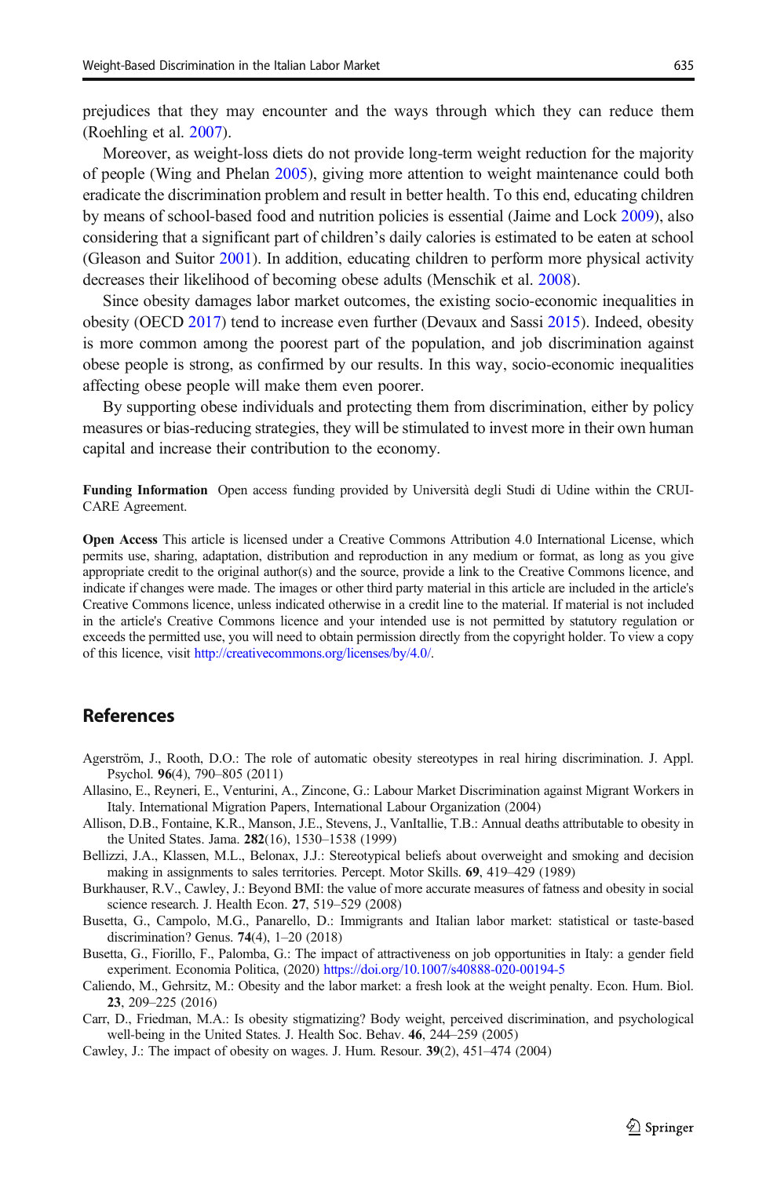prejudices that they may encounter and the ways through which they can reduce them (Roehling et al. 2007).

Moreover, as weight-loss diets do not provide long-term weight reduction for the majority of people (Wing and Phelan 2005), giving more attention to weight maintenance could both eradicate the discrimination problem and result in better health. To this end, educating children by means of school-based food and nutrition policies is essential (Jaime and Lock 2009), also considering that a significant part of children's daily calories is estimated to be eaten at school (Gleason and Suitor 2001). In addition, educating children to perform more physical activity decreases their likelihood of becoming obese adults (Menschik et al. 2008).

Since obesity damages labor market outcomes, the existing socio-economic inequalities in obesity (OECD 2017) tend to increase even further (Devaux and Sassi 2015). Indeed, obesity is more common among the poorest part of the population, and job discrimination against obese people is strong, as confirmed by our results. In this way, socio-economic inequalities affecting obese people will make them even poorer.

By supporting obese individuals and protecting them from discrimination, either by policy measures or bias-reducing strategies, they will be stimulated to invest more in their own human capital and increase their contribution to the economy.

**Funding Information** Open access funding provided by Università degli Studi di Udine within the CRUI-CARE Agreement.

**Open Access** This article is licensed under a Creative Commons Attribution 4.0 International License, which permits use, sharing, adaptation, distribution and reproduction in any medium or format, as long as you give appropriate credit to the original author(s) and the source, provide a link to the Creative Commons licence, and indicate if changes were made. The images or other third party material in this article are included in the article's Creative Commons licence, unless indicated otherwise in a credit line to the material. If material is not included in the article's Creative Commons licence and your intended use is not permitted by statutory regulation or exceeds the permitted use, you will need to obtain permission directly from the copyright holder. To view a copy of this licence, visit http://creativecommons.org/licenses/by/4.0/.

## References

Agerström, J., Rooth, D.O.: The role of automatic obesity stereotypes in real hiring discrimination. J. Appl. Psychol. **96**(4), 790–805 (2011)

Allasino, E., Reyneri, E., Venturini, A., Zincone, G.: Labour Market Discrimination against Migrant Workers in Italy. International Migration Papers, International Labour Organization (2004)

Allison, D.B., Fontaine, K.R., Manson, J.E., Stevens, J., VanItallie, T.B.: Annual deaths attributable to obesity in the United States. Jama. **282**(16), 1530–1538 (1999)

Bellizzi, J.A., Klassen, M.L., Belonax, J.J.: Stereotypical beliefs about overweight and smoking and decision making in assignments to sales territories. Percept. Motor Skills. **69**, 419–429 (1989)

Burkhauser, R.V., Cawley, J.: Beyond BMI: the value of more accurate measures of fatness and obesity in social science research. J. Health Econ. **27**, 519–529 (2008)

Busetta, G., Campolo, M.G., Panarello, D.: Immigrants and Italian labor market: statistical or taste-based discrimination? Genus. **74**(4), 1–20 (2018)

Busetta, G., Fiorillo, F., Palomba, G.: The impact of attractiveness on job opportunities in Italy: a gender field experiment. Economia Politica, (2020) https://doi.org/10.1007/s40888-020-00194-5

Caliendo, M., Gehrsitz, M.: Obesity and the labor market: a fresh look at the weight penalty. Econ. Hum. Biol. **23**, 209–225 (2016)

Carr, D., Friedman, M.A.: Is obesity stigmatizing? Body weight, perceived discrimination, and psychological well-being in the United States. J. Health Soc. Behav. **46**, 244–259 (2005)

Cawley, J.: The impact of obesity on wages. J. Hum. Resour. **39**(2), 451–474 (2004)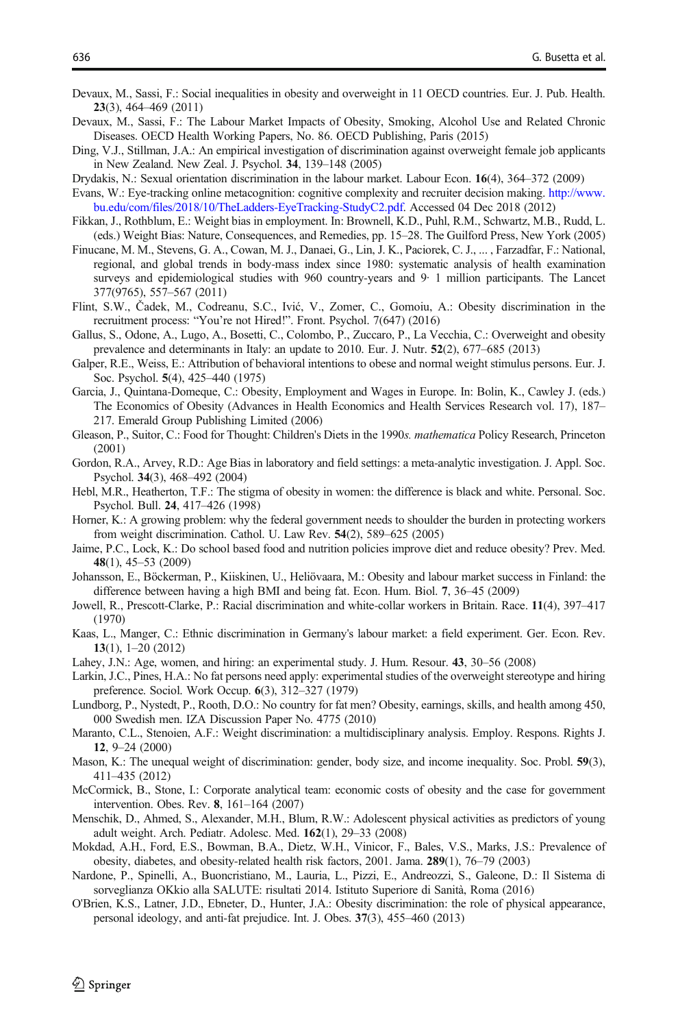Devaux, M., Sassi, F.: Social inequalities in obesity and overweight in 11 OECD countries. Eur. J. Pub. Health. **23**(3), 464–469 (2011)

Devaux, M., Sassi, F.: The Labour Market Impacts of Obesity, Smoking, Alcohol Use and Related Chronic Diseases. OECD Health Working Papers, No. 86. OECD Publishing, Paris (2015)

Ding, V.J., Stillman, J.A.: An empirical investigation of discrimination against overweight female job applicants in New Zealand. New Zeal. J. Psychol. **34**, 139–148 (2005)

Drydakis, N.: Sexual orientation discrimination in the labour market. Labour Econ. **16**(4), 364–372 (2009)

Evans, W.: Eye-tracking online metacognition: cognitive complexity and recruiter decision making. http://www.bu.edu/com/files/2018/10/TheLadders-EyeTracking-StudyC2.pdf. Accessed 04 Dec 2018 (2012)

Fikkan, J., Rothblum, E.: Weight bias in employment. In: Brownell, K.D., Puhl, R.M., Schwartz, M.B., Rudd, L. (eds.) Weight Bias: Nature, Consequences, and Remedies, pp. 15–28. The Guilford Press, New York (2005)

Finucane, M. M., Stevens, G. A., Cowan, M. J., Danaei, G., Lin, J. K., Paciorek, C. J., ... , Farzadfar, F.: National, regional, and global trends in body-mass index since 1980: systematic analysis of health examination surveys and epidemiological studies with 960 country-years and 9· 1 million participants. The Lancet 377(9765), 557–567 (2011)

Flint, S.W., Čadek, M., Codreanu, S.C., Ivić, V., Zomer, C., Gomoiu, A.: Obesity discrimination in the recruitment process: "You're not Hired!". Front. Psychol. 7(647) (2016)

Gallus, S., Odone, A., Lugo, A., Bosetti, C., Colombo, P., Zuccaro, P., La Vecchia, C.: Overweight and obesity prevalence and determinants in Italy: an update to 2010. Eur. J. Nutr. **52**(2), 677–685 (2013)

Galper, R.E., Weiss, E.: Attribution of behavioral intentions to obese and normal weight stimulus persons. Eur. J. Soc. Psychol. **5**(4), 425–440 (1975)

Garcia, J., Quintana-Domeque, C.: Obesity, Employment and Wages in Europe. In: Bolin, K., Cawley J. (eds.) The Economics of Obesity (Advances in Health Economics and Health Services Research vol. 17), 187–217. Emerald Group Publishing Limited (2006)

Gleason, P., Suitor, C.: Food for Thought: Children's Diets in the 1990*s. mathematica* Policy Research, Princeton (2001)

Gordon, R.A., Arvey, R.D.: Age Bias in laboratory and field settings: a meta-analytic investigation. J. Appl. Soc. Psychol. **34**(3), 468–492 (2004)

Hebl, M.R., Heatherton, T.F.: The stigma of obesity in women: the difference is black and white. Personal. Soc. Psychol. Bull. **24**, 417–426 (1998)

Horner, K.: A growing problem: why the federal government needs to shoulder the burden in protecting workers from weight discrimination. Cathol. U. Law Rev. **54**(2), 589–625 (2005)

Jaime, P.C., Lock, K.: Do school based food and nutrition policies improve diet and reduce obesity? Prev. Med. **48**(1), 45–53 (2009)

Johansson, E., Böckerman, P., Kiiskinen, U., Heliövaara, M.: Obesity and labour market success in Finland: the difference between having a high BMI and being fat. Econ. Hum. Biol. **7**, 36–45 (2009)

Jowell, R., Prescott-Clarke, P.: Racial discrimination and white-collar workers in Britain. Race. **11**(4), 397–417 (1970)

Kaas, L., Manger, C.: Ethnic discrimination in Germany's labour market: a field experiment. Ger. Econ. Rev. **13**(1), 1–20 (2012)

Lahey, J.N.: Age, women, and hiring: an experimental study. J. Hum. Resour. **43**, 30–56 (2008)

Larkin, J.C., Pines, H.A.: No fat persons need apply: experimental studies of the overweight stereotype and hiring preference. Sociol. Work Occup. **6**(3), 312–327 (1979)

Lundborg, P., Nystedt, P., Rooth, D.O.: No country for fat men? Obesity, earnings, skills, and health among 450, 000 Swedish men. IZA Discussion Paper No. 4775 (2010)

Maranto, C.L., Stenoien, A.F.: Weight discrimination: a multidisciplinary analysis. Employ. Respons. Rights J. **12**, 9–24 (2000)

Mason, K.: The unequal weight of discrimination: gender, body size, and income inequality. Soc. Probl. **59**(3), 411–435 (2012)

McCormick, B., Stone, I.: Corporate analytical team: economic costs of obesity and the case for government intervention. Obes. Rev. **8**, 161–164 (2007)

Menschik, D., Ahmed, S., Alexander, M.H., Blum, R.W.: Adolescent physical activities as predictors of young adult weight. Arch. Pediatr. Adolesc. Med. **162**(1), 29–33 (2008)

Mokdad, A.H., Ford, E.S., Bowman, B.A., Dietz, W.H., Vinicor, F., Bales, V.S., Marks, J.S.: Prevalence of obesity, diabetes, and obesity-related health risk factors, 2001. Jama. **289**(1), 76–79 (2003)

Nardone, P., Spinelli, A., Buoncristiano, M., Lauria, L., Pizzi, E., Andreozzi, S., Galeone, D.: Il Sistema di sorveglianza OKkio alla SALUTE: risultati 2014. Istituto Superiore di Sanità, Roma (2016)

O'Brien, K.S., Latner, J.D., Ebneter, D., Hunter, J.A.: Obesity discrimination: the role of physical appearance, personal ideology, and anti-fat prejudice. Int. J. Obes. **37**(3), 455–460 (2013)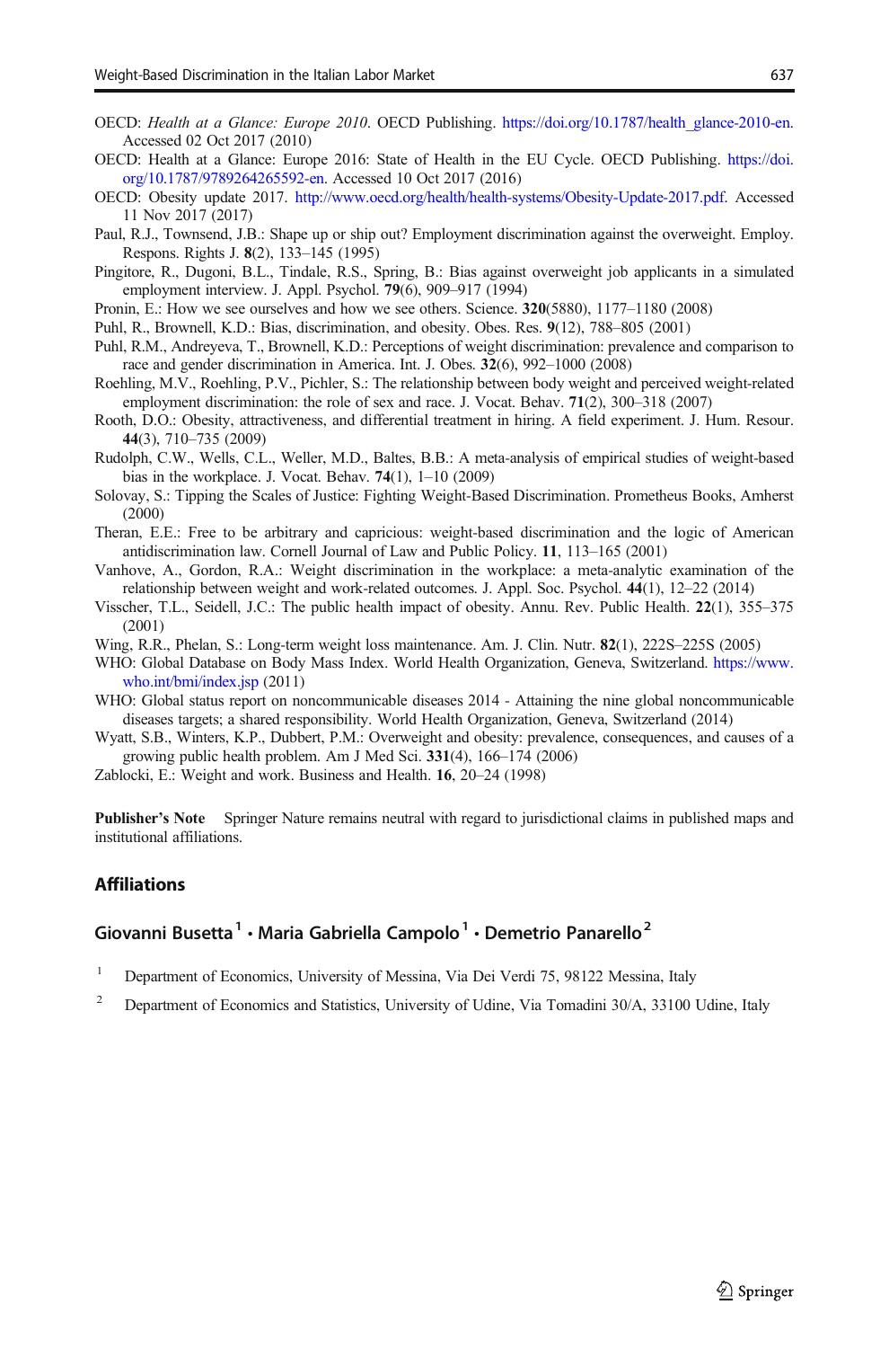OECD: *Health at a Glance: Europe 2010*. OECD Publishing. https://doi.org/10.1787/health_glance-2010-en. Accessed 02 Oct 2017 (2010)

OECD: Health at a Glance: Europe 2016: State of Health in the EU Cycle. OECD Publishing. https://doi.org/10.1787/9789264265592-en. Accessed 10 Oct 2017 (2016)

OECD: Obesity update 2017. http://www.oecd.org/health/health-systems/Obesity-Update-2017.pdf. Accessed 11 Nov 2017 (2017)

Paul, R.J., Townsend, J.B.: Shape up or ship out? Employment discrimination against the overweight. Employ. Respons. Rights J. **8**(2), 133–145 (1995)

Pingitore, R., Dugoni, B.L., Tindale, R.S., Spring, B.: Bias against overweight job applicants in a simulated employment interview. J. Appl. Psychol. **79**(6), 909–917 (1994)

Pronin, E.: How we see ourselves and how we see others. Science. **320**(5880), 1177–1180 (2008)

Puhl, R., Brownell, K.D.: Bias, discrimination, and obesity. Obes. Res. **9**(12), 788–805 (2001)

Puhl, R.M., Andreyeva, T., Brownell, K.D.: Perceptions of weight discrimination: prevalence and comparison to race and gender discrimination in America. Int. J. Obes. **32**(6), 992–1000 (2008)

Roehling, M.V., Roehling, P.V., Pichler, S.: The relationship between body weight and perceived weight-related employment discrimination: the role of sex and race. J. Vocat. Behav. **71**(2), 300–318 (2007)

Rooth, D.O.: Obesity, attractiveness, and differential treatment in hiring. A field experiment. J. Hum. Resour. **44**(3), 710–735 (2009)

Rudolph, C.W., Wells, C.L., Weller, M.D., Baltes, B.B.: A meta-analysis of empirical studies of weight-based bias in the workplace. J. Vocat. Behav. **74**(1), 1–10 (2009)

Solovay, S.: Tipping the Scales of Justice: Fighting Weight-Based Discrimination. Prometheus Books, Amherst (2000)

Theran, E.E.: Free to be arbitrary and capricious: weight-based discrimination and the logic of American antidiscrimination law. Cornell Journal of Law and Public Policy. **11**, 113–165 (2001)

Vanhove, A., Gordon, R.A.: Weight discrimination in the workplace: a meta-analytic examination of the relationship between weight and work-related outcomes. J. Appl. Soc. Psychol. **44**(1), 12–22 (2014)

Visscher, T.L., Seidell, J.C.: The public health impact of obesity. Annu. Rev. Public Health. **22**(1), 355–375 (2001)

Wing, R.R., Phelan, S.: Long-term weight loss maintenance. Am. J. Clin. Nutr. **82**(1), 222S–225S (2005)

WHO: Global Database on Body Mass Index. World Health Organization, Geneva, Switzerland. https://www.who.int/bmi/index.jsp (2011)

WHO: Global status report on noncommunicable diseases 2014 - Attaining the nine global noncommunicable diseases targets; a shared responsibility. World Health Organization, Geneva, Switzerland (2014)

Wyatt, S.B., Winters, K.P., Dubbert, P.M.: Overweight and obesity: prevalence, consequences, and causes of a growing public health problem. Am J Med Sci. **331**(4), 166–174 (2006)

Zablocki, E.: Weight and work. Business and Health. **16**, 20–24 (1998)

**Publisher's Note** Springer Nature remains neutral with regard to jurisdictional claims in published maps and institutional affiliations.

## Affiliations

### Giovanni Busetta[1] · Maria Gabriella Campolo[1] · Demetrio Panarello[2]

[1] Department of Economics, University of Messina, Via Dei Verdi 75, 98122 Messina, Italy

[2] Department of Economics and Statistics, University of Udine, Via Tomadini 30/A, 33100 Udine, Italy